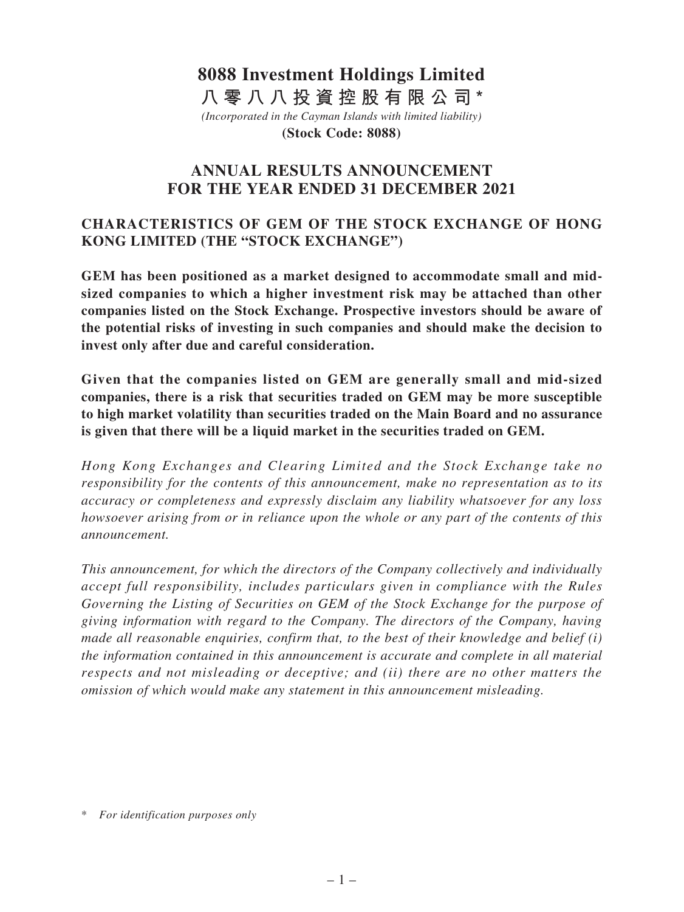# 8088 Investment Holdings Limited

# 八零八八投資控股有限公司*

*(Incorporated in the Cayman Islands with limited liability)*

**(Stock Code: 8088)**

## ANNUAL RESULTS ANNOUNCEMENT FOR THE YEAR ENDED 31 DECEMBER 2021

### CHARACTERISTICS OF GEM OF THE STOCK EXCHANGE OF HONG KONG LIMITED (THE "STOCK EXCHANGE")

**GEM has been positioned as a market designed to accommodate small and mid-sized companies to which a higher investment risk may be attached than other companies listed on the Stock Exchange. Prospective investors should be aware of the potential risks of investing in such companies and should make the decision to invest only after due and careful consideration.**

**Given that the companies listed on GEM are generally small and mid-sized companies, there is a risk that securities traded on GEM may be more susceptible to high market volatility than securities traded on the Main Board and no assurance is given that there will be a liquid market in the securities traded on GEM.**

*Hong Kong Exchanges and Clearing Limited and the Stock Exchange take no responsibility for the contents of this announcement, make no representation as to its accuracy or completeness and expressly disclaim any liability whatsoever for any loss howsoever arising from or in reliance upon the whole or any part of the contents of this announcement.*

*This announcement, for which the directors of the Company collectively and individually accept full responsibility, includes particulars given in compliance with the Rules Governing the Listing of Securities on GEM of the Stock Exchange for the purpose of giving information with regard to the Company. The directors of the Company, having made all reasonable enquiries, confirm that, to the best of their knowledge and belief (i) the information contained in this announcement is accurate and complete in all material respects and not misleading or deceptive; and (ii) there are no other matters the omission of which would make any statement in this announcement misleading.*

\* *For identification purposes only*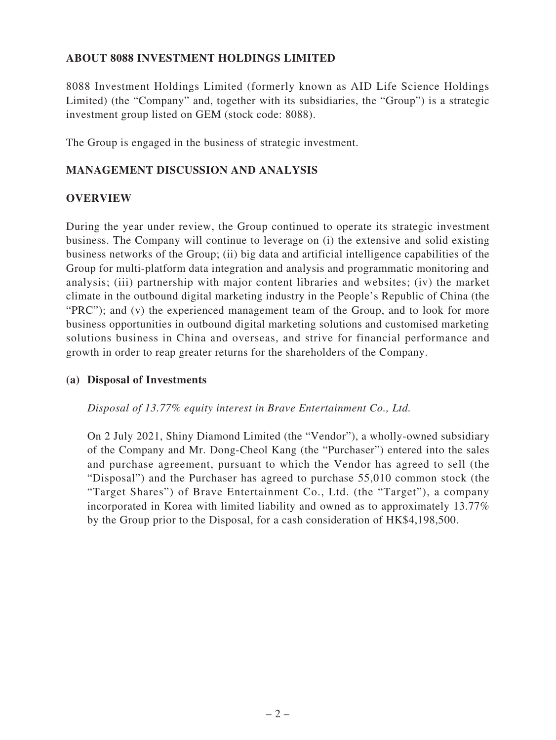## ABOUT 8088 INVESTMENT HOLDINGS LIMITED

8088 Investment Holdings Limited (formerly known as AID Life Science Holdings Limited) (the "Company" and, together with its subsidiaries, the "Group") is a strategic investment group listed on GEM (stock code: 8088).

The Group is engaged in the business of strategic investment.

## MANAGEMENT DISCUSSION AND ANALYSIS

### OVERVIEW

During the year under review, the Group continued to operate its strategic investment business. The Company will continue to leverage on (i) the extensive and solid existing business networks of the Group; (ii) big data and artificial intelligence capabilities of the Group for multi-platform data integration and analysis and programmatic monitoring and analysis; (iii) partnership with major content libraries and websites; (iv) the market climate in the outbound digital marketing industry in the People's Republic of China (the "PRC"); and (v) the experienced management team of the Group, and to look for more business opportunities in outbound digital marketing solutions and customised marketing solutions business in China and overseas, and strive for financial performance and growth in order to reap greater returns for the shareholders of the Company.

#### (a) Disposal of Investments

*Disposal of 13.77% equity interest in Brave Entertainment Co., Ltd.*

On 2 July 2021, Shiny Diamond Limited (the "Vendor"), a wholly-owned subsidiary of the Company and Mr. Dong-Cheol Kang (the "Purchaser") entered into the sales and purchase agreement, pursuant to which the Vendor has agreed to sell (the "Disposal") and the Purchaser has agreed to purchase 55,010 common stock (the "Target Shares") of Brave Entertainment Co., Ltd. (the "Target"), a company incorporated in Korea with limited liability and owned as to approximately 13.77% by the Group prior to the Disposal, for a cash consideration of HK$4,198,500.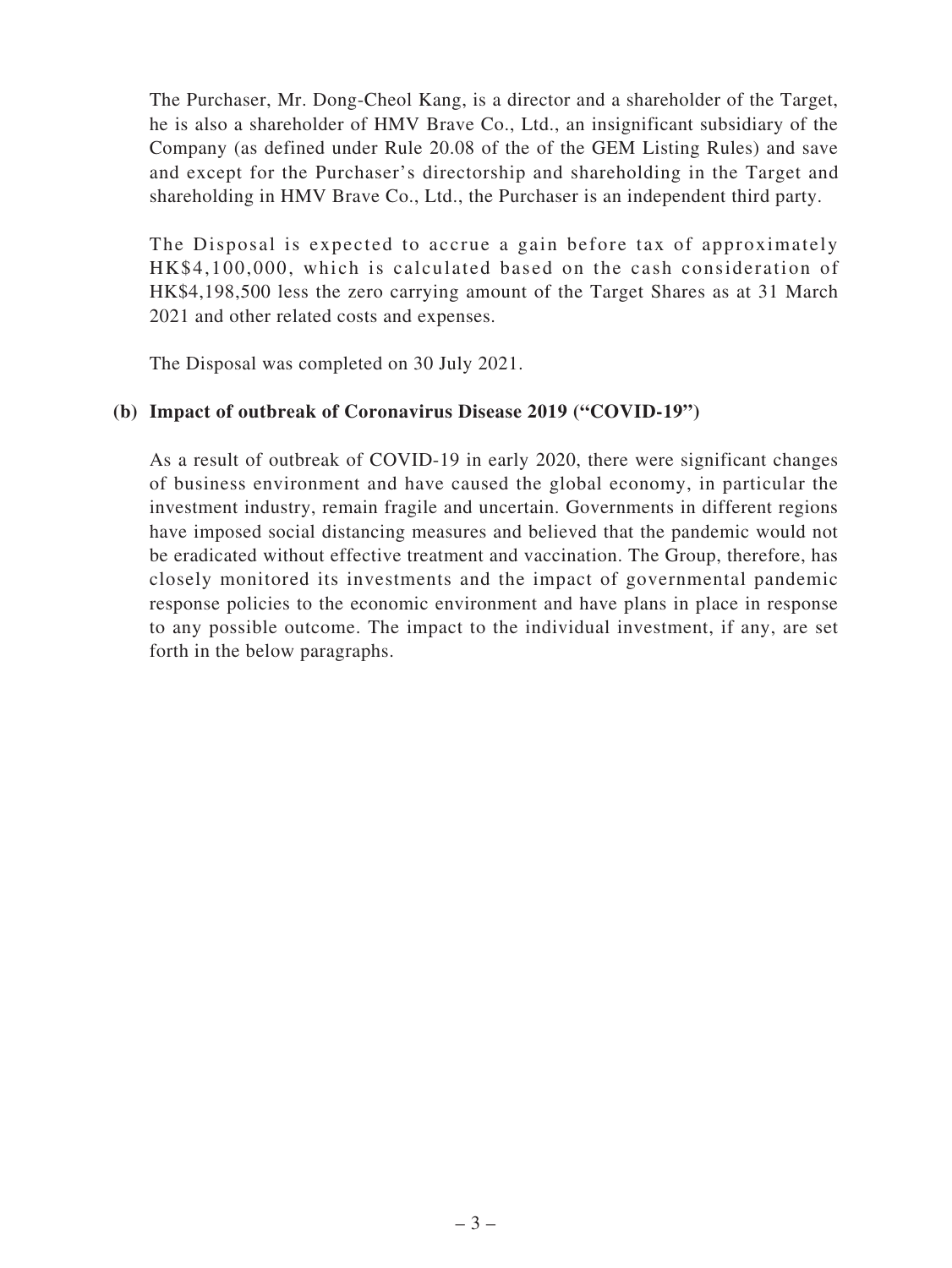The Purchaser, Mr. Dong-Cheol Kang, is a director and a shareholder of the Target, he is also a shareholder of HMV Brave Co., Ltd., an insignificant subsidiary of the Company (as defined under Rule 20.08 of the of the GEM Listing Rules) and save and except for the Purchaser's directorship and shareholding in the Target and shareholding in HMV Brave Co., Ltd., the Purchaser is an independent third party.

The Disposal is expected to accrue a gain before tax of approximately HK$4,100,000, which is calculated based on the cash consideration of HK$4,198,500 less the zero carrying amount of the Target Shares as at 31 March 2021 and other related costs and expenses.

The Disposal was completed on 30 July 2021.

**(b) Impact of outbreak of Coronavirus Disease 2019 ("COVID-19")**

As a result of outbreak of COVID-19 in early 2020, there were significant changes of business environment and have caused the global economy, in particular the investment industry, remain fragile and uncertain. Governments in different regions have imposed social distancing measures and believed that the pandemic would not be eradicated without effective treatment and vaccination. The Group, therefore, has closely monitored its investments and the impact of governmental pandemic response policies to the economic environment and have plans in place in response to any possible outcome. The impact to the individual investment, if any, are set forth in the below paragraphs.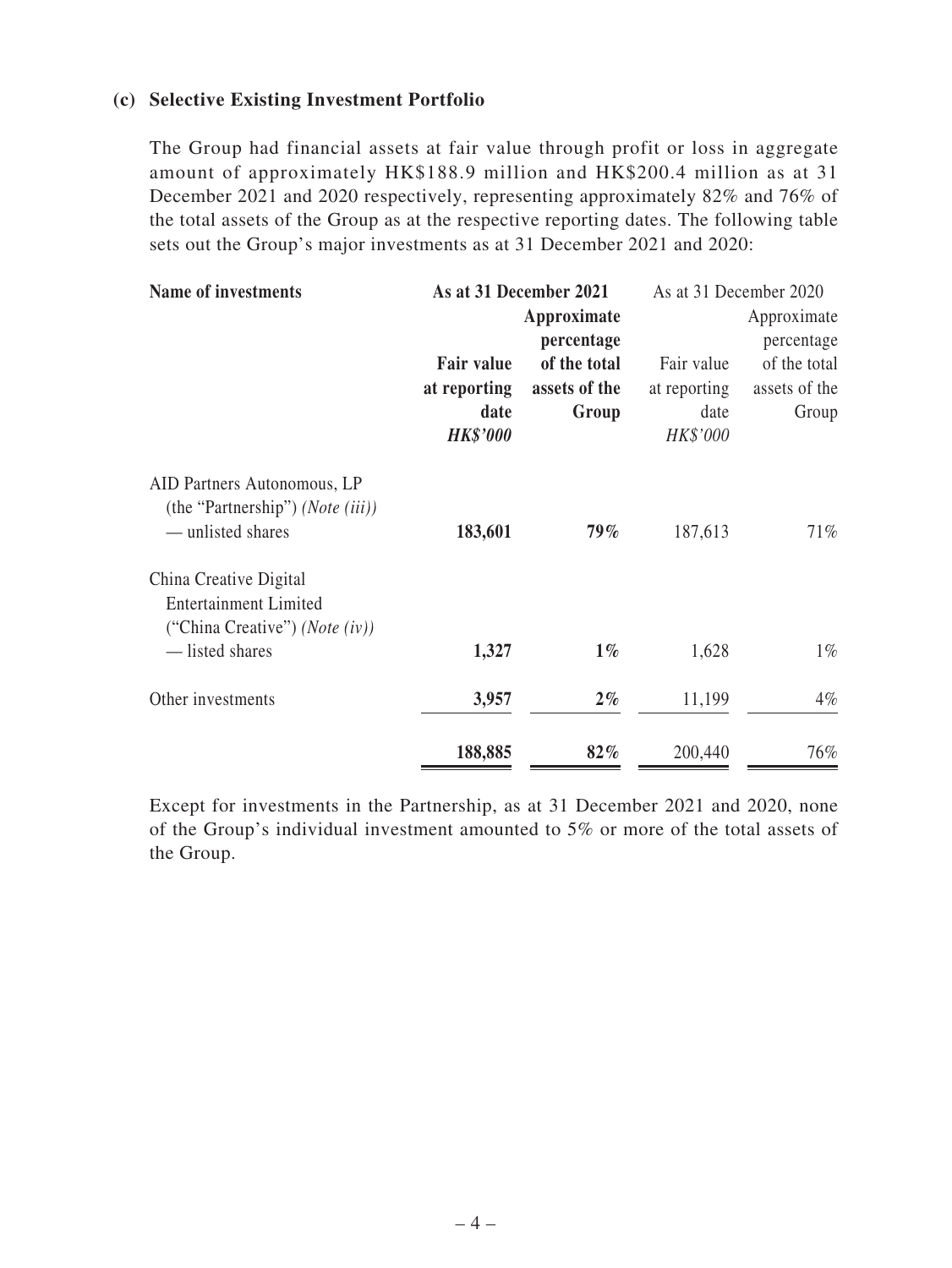**(c) Selective Existing Investment Portfolio**

The Group had financial assets at fair value through profit or loss in aggregate amount of approximately HK$188.9 million and HK$200.4 million as at 31 December 2021 and 2020 respectively, representing approximately 82% and 76% of the total assets of the Group as at the respective reporting dates. The following table sets out the Group's major investments as at 31 December 2021 and 2020:

| **Name of investments** | **As at 31 December 2021** | | As at 31 December 2020 | |
|---|---|---|---|---|
| | **Fair value at reporting date** | **Approximate percentage of the total assets of the Group** | Fair value at reporting date | Approximate percentage of the total assets of the Group |
| | ***HK$'000*** | | *HK$'000* | |
| AID Partners Autonomous, LP (the "Partnership") *(Note (iii))* — unlisted shares | **183,601** | **79%** | 187,613 | 71% |
| China Creative Digital Entertainment Limited ("China Creative") *(Note (iv))* — listed shares | **1,327** | **1%** | 1,628 | 1% |
| Other investments | **3,957** | **2%** | 11,199 | 4% |
| | **188,885** | **82%** | 200,440 | 76% |

Except for investments in the Partnership, as at 31 December 2021 and 2020, none of the Group's individual investment amounted to 5% or more of the total assets of the Group.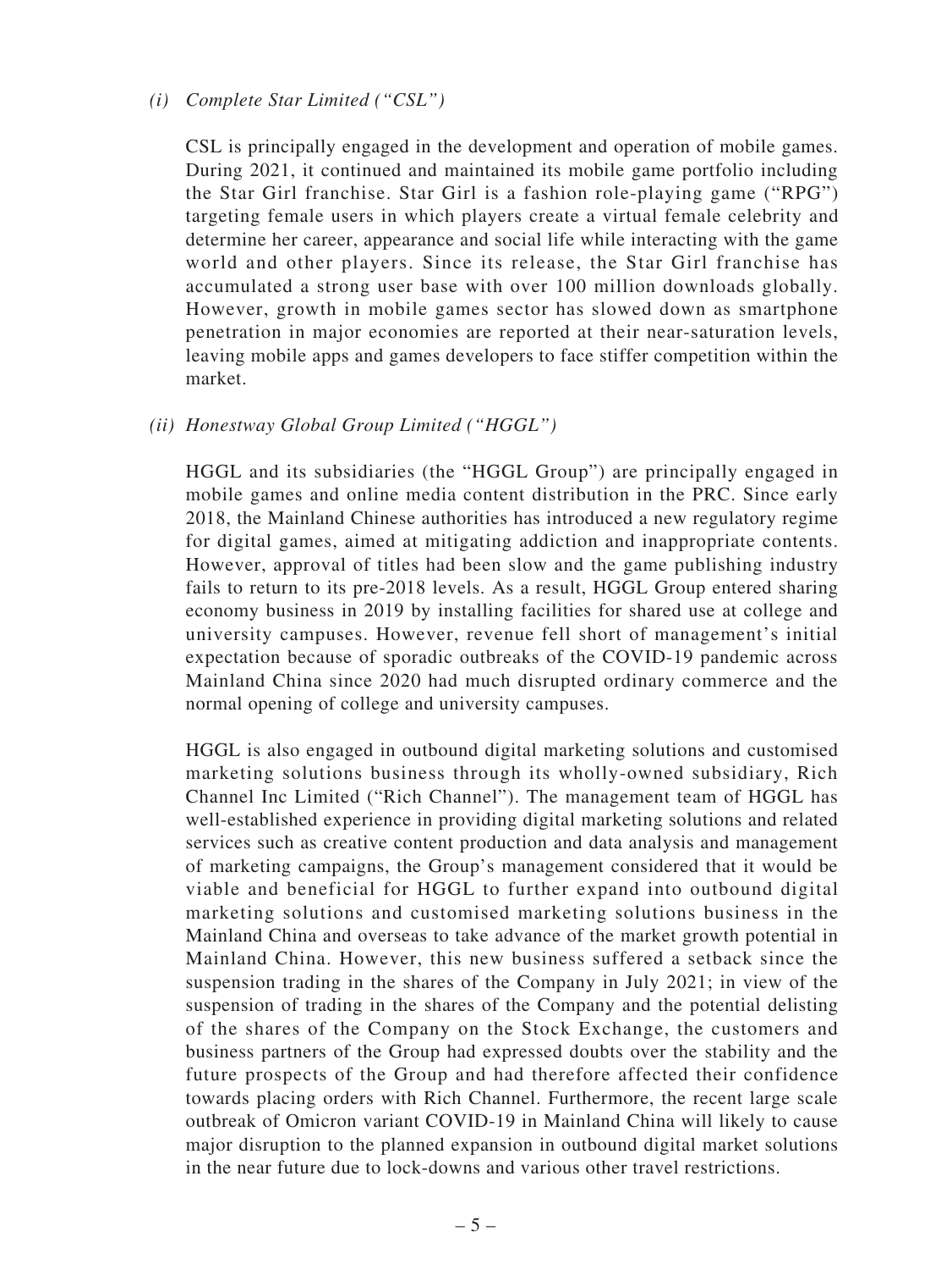*(i) Complete Star Limited ("CSL")*

CSL is principally engaged in the development and operation of mobile games. During 2021, it continued and maintained its mobile game portfolio including the Star Girl franchise. Star Girl is a fashion role-playing game ("RPG") targeting female users in which players create a virtual female celebrity and determine her career, appearance and social life while interacting with the game world and other players. Since its release, the Star Girl franchise has accumulated a strong user base with over 100 million downloads globally. However, growth in mobile games sector has slowed down as smartphone penetration in major economies are reported at their near-saturation levels, leaving mobile apps and games developers to face stiffer competition within the market.

*(ii) Honestway Global Group Limited ("HGGL")*

HGGL and its subsidiaries (the "HGGL Group") are principally engaged in mobile games and online media content distribution in the PRC. Since early 2018, the Mainland Chinese authorities has introduced a new regulatory regime for digital games, aimed at mitigating addiction and inappropriate contents. However, approval of titles had been slow and the game publishing industry fails to return to its pre-2018 levels. As a result, HGGL Group entered sharing economy business in 2019 by installing facilities for shared use at college and university campuses. However, revenue fell short of management's initial expectation because of sporadic outbreaks of the COVID-19 pandemic across Mainland China since 2020 had much disrupted ordinary commerce and the normal opening of college and university campuses.

HGGL is also engaged in outbound digital marketing solutions and customised marketing solutions business through its wholly-owned subsidiary, Rich Channel Inc Limited ("Rich Channel"). The management team of HGGL has well-established experience in providing digital marketing solutions and related services such as creative content production and data analysis and management of marketing campaigns, the Group's management considered that it would be viable and beneficial for HGGL to further expand into outbound digital marketing solutions and customised marketing solutions business in the Mainland China and overseas to take advance of the market growth potential in Mainland China. However, this new business suffered a setback since the suspension trading in the shares of the Company in July 2021; in view of the suspension of trading in the shares of the Company and the potential delisting of the shares of the Company on the Stock Exchange, the customers and business partners of the Group had expressed doubts over the stability and the future prospects of the Group and had therefore affected their confidence towards placing orders with Rich Channel. Furthermore, the recent large scale outbreak of Omicron variant COVID-19 in Mainland China will likely to cause major disruption to the planned expansion in outbound digital market solutions in the near future due to lock-downs and various other travel restrictions.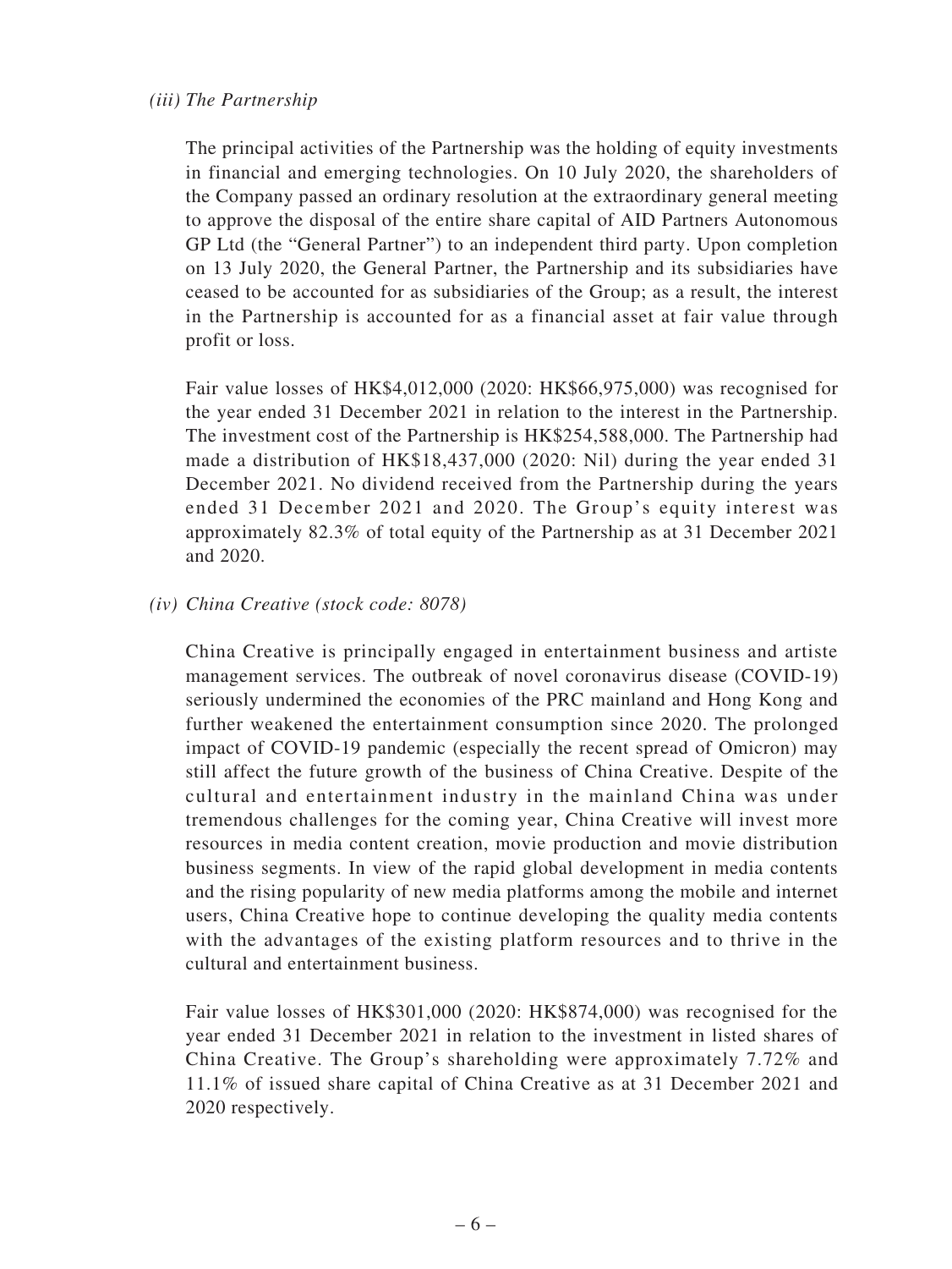*(iii) The Partnership*

The principal activities of the Partnership was the holding of equity investments in financial and emerging technologies. On 10 July 2020, the shareholders of the Company passed an ordinary resolution at the extraordinary general meeting to approve the disposal of the entire share capital of AID Partners Autonomous GP Ltd (the "General Partner") to an independent third party. Upon completion on 13 July 2020, the General Partner, the Partnership and its subsidiaries have ceased to be accounted for as subsidiaries of the Group; as a result, the interest in the Partnership is accounted for as a financial asset at fair value through profit or loss.

Fair value losses of HK$4,012,000 (2020: HK$66,975,000) was recognised for the year ended 31 December 2021 in relation to the interest in the Partnership. The investment cost of the Partnership is HK$254,588,000. The Partnership had made a distribution of HK$18,437,000 (2020: Nil) during the year ended 31 December 2021. No dividend received from the Partnership during the years ended 31 December 2021 and 2020. The Group's equity interest was approximately 82.3% of total equity of the Partnership as at 31 December 2021 and 2020.

*(iv) China Creative (stock code: 8078)*

China Creative is principally engaged in entertainment business and artiste management services. The outbreak of novel coronavirus disease (COVID-19) seriously undermined the economies of the PRC mainland and Hong Kong and further weakened the entertainment consumption since 2020. The prolonged impact of COVID-19 pandemic (especially the recent spread of Omicron) may still affect the future growth of the business of China Creative. Despite of the cultural and entertainment industry in the mainland China was under tremendous challenges for the coming year, China Creative will invest more resources in media content creation, movie production and movie distribution business segments. In view of the rapid global development in media contents and the rising popularity of new media platforms among the mobile and internet users, China Creative hope to continue developing the quality media contents with the advantages of the existing platform resources and to thrive in the cultural and entertainment business.

Fair value losses of HK$301,000 (2020: HK$874,000) was recognised for the year ended 31 December 2021 in relation to the investment in listed shares of China Creative. The Group's shareholding were approximately 7.72% and 11.1% of issued share capital of China Creative as at 31 December 2021 and 2020 respectively.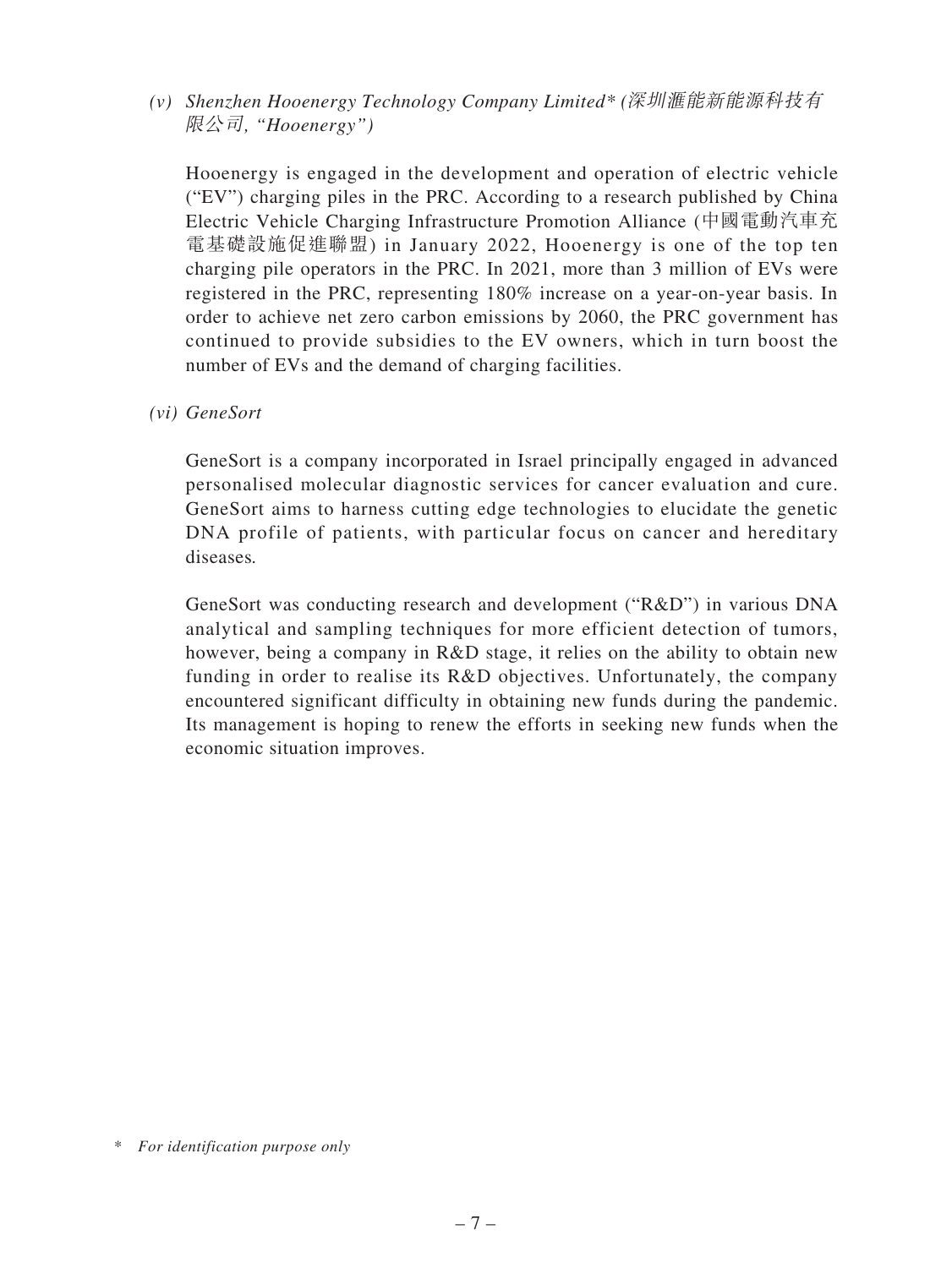*(v) Shenzhen Hooenergy Technology Company Limited* (深圳滙能新能源科技有限公司, "Hooenergy")*

Hooenergy is engaged in the development and operation of electric vehicle ("EV") charging piles in the PRC. According to a research published by China Electric Vehicle Charging Infrastructure Promotion Alliance (中國電動汽車充電基礎設施促進聯盟) in January 2022, Hooenergy is one of the top ten charging pile operators in the PRC. In 2021, more than 3 million of EVs were registered in the PRC, representing 180% increase on a year-on-year basis. In order to achieve net zero carbon emissions by 2060, the PRC government has continued to provide subsidies to the EV owners, which in turn boost the number of EVs and the demand of charging facilities.

*(vi) GeneSort*

GeneSort is a company incorporated in Israel principally engaged in advanced personalised molecular diagnostic services for cancer evaluation and cure. GeneSort aims to harness cutting edge technologies to elucidate the genetic DNA profile of patients, with particular focus on cancer and hereditary diseases.

GeneSort was conducting research and development ("R&D") in various DNA analytical and sampling techniques for more efficient detection of tumors, however, being a company in R&D stage, it relies on the ability to obtain new funding in order to realise its R&D objectives. Unfortunately, the company encountered significant difficulty in obtaining new funds during the pandemic. Its management is hoping to renew the efforts in seeking new funds when the economic situation improves.

\* *For identification purpose only*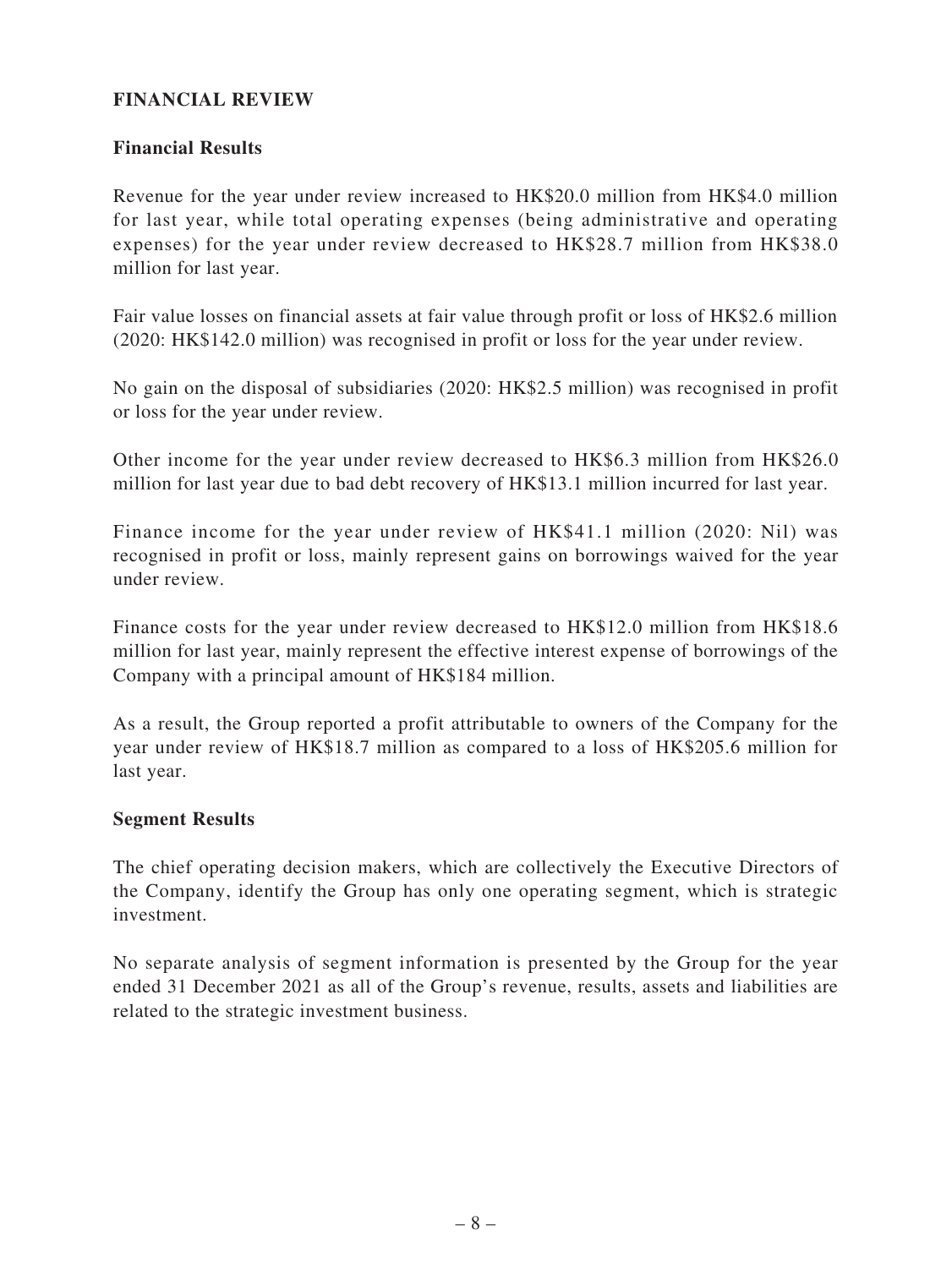## FINANCIAL REVIEW

### Financial Results

Revenue for the year under review increased to HK$20.0 million from HK$4.0 million for last year, while total operating expenses (being administrative and operating expenses) for the year under review decreased to HK$28.7 million from HK$38.0 million for last year.

Fair value losses on financial assets at fair value through profit or loss of HK$2.6 million (2020: HK$142.0 million) was recognised in profit or loss for the year under review.

No gain on the disposal of subsidiaries (2020: HK$2.5 million) was recognised in profit or loss for the year under review.

Other income for the year under review decreased to HK$6.3 million from HK$26.0 million for last year due to bad debt recovery of HK$13.1 million incurred for last year.

Finance income for the year under review of HK$41.1 million (2020: Nil) was recognised in profit or loss, mainly represent gains on borrowings waived for the year under review.

Finance costs for the year under review decreased to HK$12.0 million from HK$18.6 million for last year, mainly represent the effective interest expense of borrowings of the Company with a principal amount of HK$184 million.

As a result, the Group reported a profit attributable to owners of the Company for the year under review of HK$18.7 million as compared to a loss of HK$205.6 million for last year.

### Segment Results

The chief operating decision makers, which are collectively the Executive Directors of the Company, identify the Group has only one operating segment, which is strategic investment.

No separate analysis of segment information is presented by the Group for the year ended 31 December 2021 as all of the Group's revenue, results, assets and liabilities are related to the strategic investment business.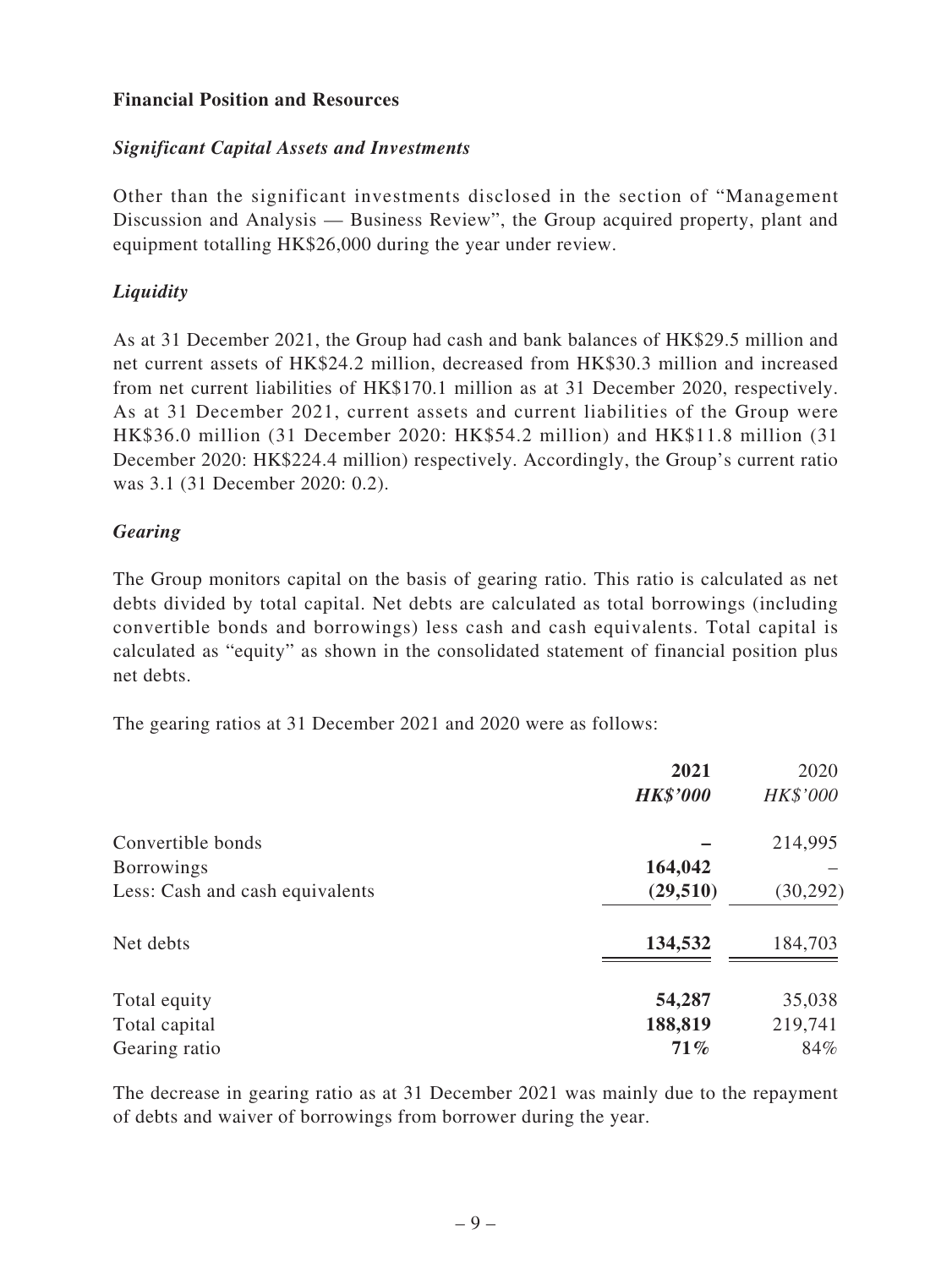## Financial Position and Resources

### *Significant Capital Assets and Investments*

Other than the significant investments disclosed in the section of "Management Discussion and Analysis — Business Review", the Group acquired property, plant and equipment totalling HK$26,000 during the year under review.

### *Liquidity*

As at 31 December 2021, the Group had cash and bank balances of HK$29.5 million and net current assets of HK$24.2 million, decreased from HK$30.3 million and increased from net current liabilities of HK$170.1 million as at 31 December 2020, respectively. As at 31 December 2021, current assets and current liabilities of the Group were HK$36.0 million (31 December 2020: HK$54.2 million) and HK$11.8 million (31 December 2020: HK$224.4 million) respectively. Accordingly, the Group's current ratio was 3.1 (31 December 2020: 0.2).

### *Gearing*

The Group monitors capital on the basis of gearing ratio. This ratio is calculated as net debts divided by total capital. Net debts are calculated as total borrowings (including convertible bonds and borrowings) less cash and cash equivalents. Total capital is calculated as "equity" as shown in the consolidated statement of financial position plus net debts.

The gearing ratios at 31 December 2021 and 2020 were as follows:

| | **2021** | 2020 |
|---|---|---|
| | ***HK$'000*** | *HK$'000* |
| Convertible bonds | **–** | 214,995 |
| Borrowings | **164,042** | – |
| Less: Cash and cash equivalents | **(29,510)** | (30,292) |
| Net debts | **134,532** | 184,703 |
| Total equity | **54,287** | 35,038 |
| Total capital | **188,819** | 219,741 |
| Gearing ratio | **71%** | 84% |

The decrease in gearing ratio as at 31 December 2021 was mainly due to the repayment of debts and waiver of borrowings from borrower during the year.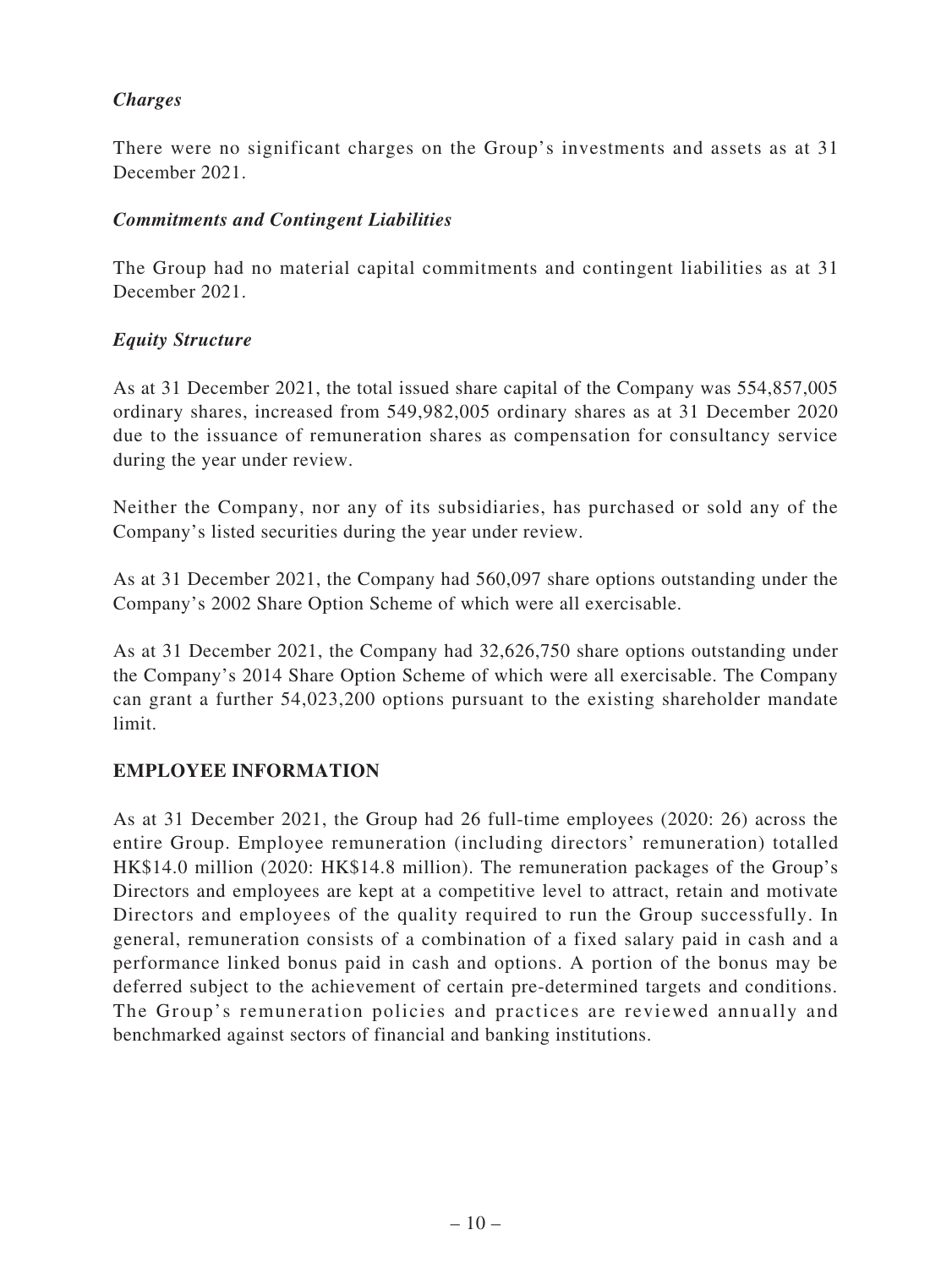### *Charges*

There were no significant charges on the Group's investments and assets as at 31 December 2021.

### *Commitments and Contingent Liabilities*

The Group had no material capital commitments and contingent liabilities as at 31 December 2021.

### *Equity Structure*

As at 31 December 2021, the total issued share capital of the Company was 554,857,005 ordinary shares, increased from 549,982,005 ordinary shares as at 31 December 2020 due to the issuance of remuneration shares as compensation for consultancy service during the year under review.

Neither the Company, nor any of its subsidiaries, has purchased or sold any of the Company's listed securities during the year under review.

As at 31 December 2021, the Company had 560,097 share options outstanding under the Company's 2002 Share Option Scheme of which were all exercisable.

As at 31 December 2021, the Company had 32,626,750 share options outstanding under the Company's 2014 Share Option Scheme of which were all exercisable. The Company can grant a further 54,023,200 options pursuant to the existing shareholder mandate limit.

## EMPLOYEE INFORMATION

As at 31 December 2021, the Group had 26 full-time employees (2020: 26) across the entire Group. Employee remuneration (including directors' remuneration) totalled HK$14.0 million (2020: HK$14.8 million). The remuneration packages of the Group's Directors and employees are kept at a competitive level to attract, retain and motivate Directors and employees of the quality required to run the Group successfully. In general, remuneration consists of a combination of a fixed salary paid in cash and a performance linked bonus paid in cash and options. A portion of the bonus may be deferred subject to the achievement of certain pre-determined targets and conditions. The Group's remuneration policies and practices are reviewed annually and benchmarked against sectors of financial and banking institutions.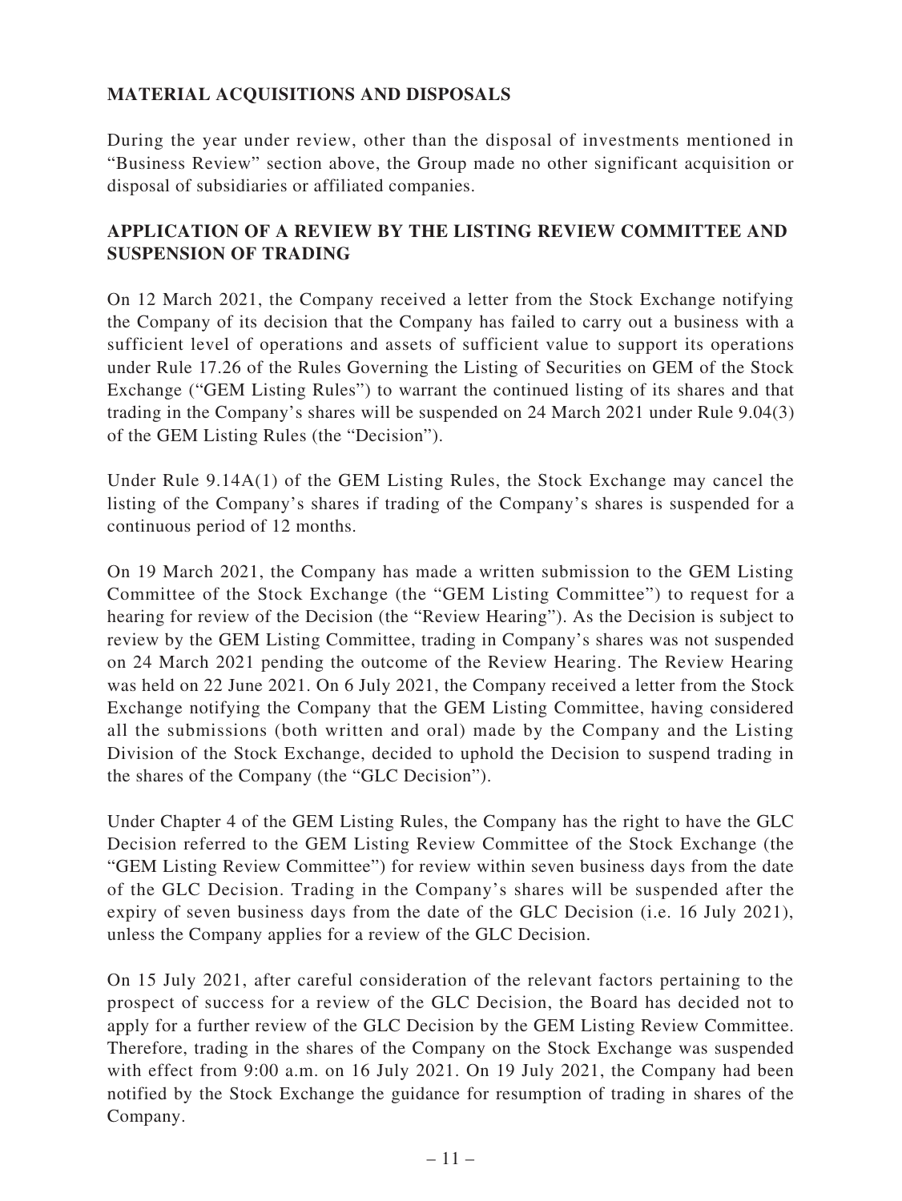## MATERIAL ACQUISITIONS AND DISPOSALS

During the year under review, other than the disposal of investments mentioned in "Business Review" section above, the Group made no other significant acquisition or disposal of subsidiaries or affiliated companies.

## APPLICATION OF A REVIEW BY THE LISTING REVIEW COMMITTEE AND SUSPENSION OF TRADING

On 12 March 2021, the Company received a letter from the Stock Exchange notifying the Company of its decision that the Company has failed to carry out a business with a sufficient level of operations and assets of sufficient value to support its operations under Rule 17.26 of the Rules Governing the Listing of Securities on GEM of the Stock Exchange ("GEM Listing Rules") to warrant the continued listing of its shares and that trading in the Company's shares will be suspended on 24 March 2021 under Rule 9.04(3) of the GEM Listing Rules (the "Decision").

Under Rule 9.14A(1) of the GEM Listing Rules, the Stock Exchange may cancel the listing of the Company's shares if trading of the Company's shares is suspended for a continuous period of 12 months.

On 19 March 2021, the Company has made a written submission to the GEM Listing Committee of the Stock Exchange (the "GEM Listing Committee") to request for a hearing for review of the Decision (the "Review Hearing"). As the Decision is subject to review by the GEM Listing Committee, trading in Company's shares was not suspended on 24 March 2021 pending the outcome of the Review Hearing. The Review Hearing was held on 22 June 2021. On 6 July 2021, the Company received a letter from the Stock Exchange notifying the Company that the GEM Listing Committee, having considered all the submissions (both written and oral) made by the Company and the Listing Division of the Stock Exchange, decided to uphold the Decision to suspend trading in the shares of the Company (the "GLC Decision").

Under Chapter 4 of the GEM Listing Rules, the Company has the right to have the GLC Decision referred to the GEM Listing Review Committee of the Stock Exchange (the "GEM Listing Review Committee") for review within seven business days from the date of the GLC Decision. Trading in the Company's shares will be suspended after the expiry of seven business days from the date of the GLC Decision (i.e. 16 July 2021), unless the Company applies for a review of the GLC Decision.

On 15 July 2021, after careful consideration of the relevant factors pertaining to the prospect of success for a review of the GLC Decision, the Board has decided not to apply for a further review of the GLC Decision by the GEM Listing Review Committee. Therefore, trading in the shares of the Company on the Stock Exchange was suspended with effect from 9:00 a.m. on 16 July 2021. On 19 July 2021, the Company had been notified by the Stock Exchange the guidance for resumption of trading in shares of the Company.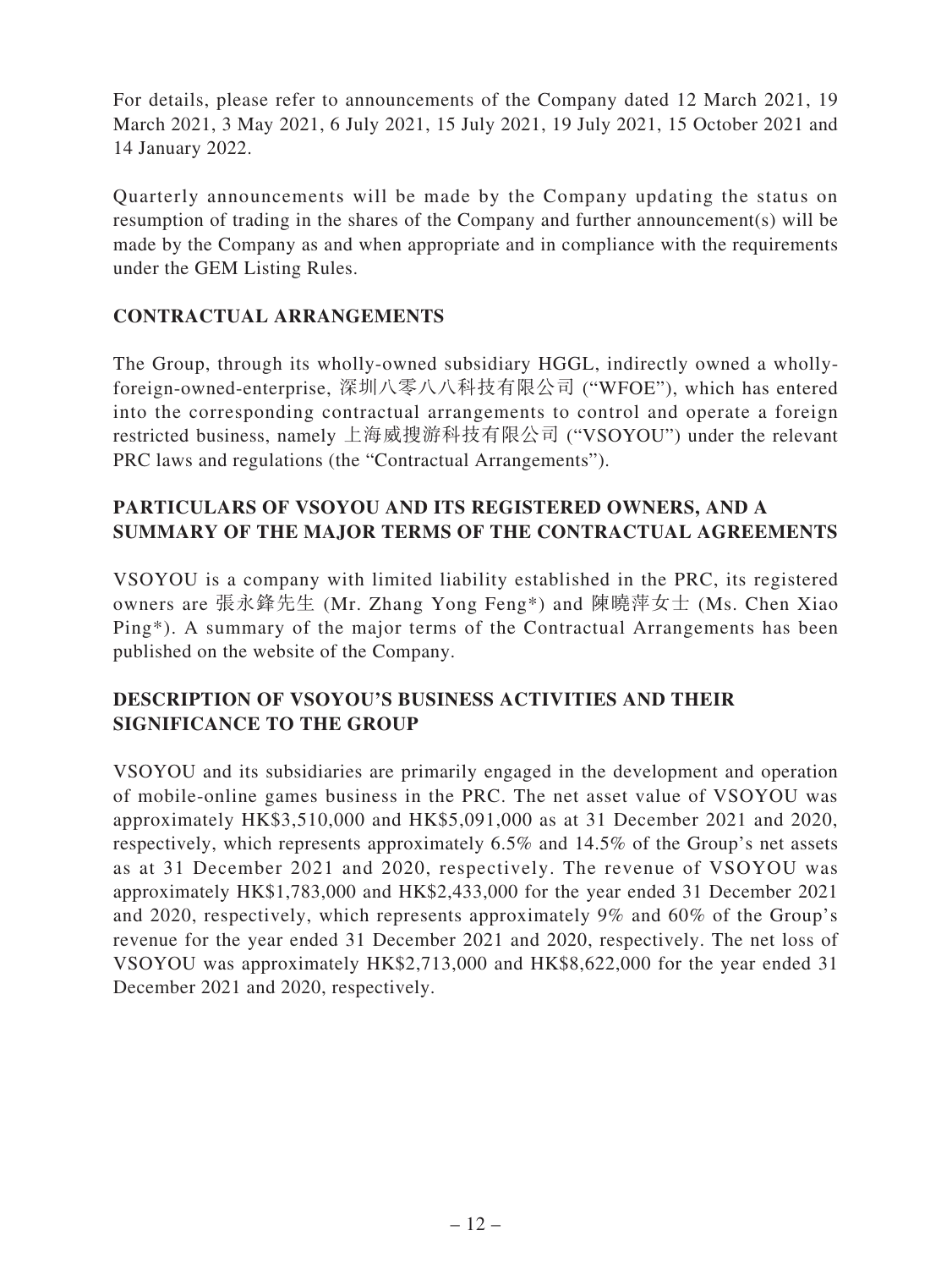For details, please refer to announcements of the Company dated 12 March 2021, 19 March 2021, 3 May 2021, 6 July 2021, 15 July 2021, 19 July 2021, 15 October 2021 and 14 January 2022.

Quarterly announcements will be made by the Company updating the status on resumption of trading in the shares of the Company and further announcement(s) will be made by the Company as and when appropriate and in compliance with the requirements under the GEM Listing Rules.

## CONTRACTUAL ARRANGEMENTS

The Group, through its wholly-owned subsidiary HGGL, indirectly owned a wholly-foreign-owned-enterprise, 深圳八零八八科技有限公司 ("WFOE"), which has entered into the corresponding contractual arrangements to control and operate a foreign restricted business, namely 上海威搜游科技有限公司 ("VSOYOU") under the relevant PRC laws and regulations (the "Contractual Arrangements").

## PARTICULARS OF VSOYOU AND ITS REGISTERED OWNERS, AND A SUMMARY OF THE MAJOR TERMS OF THE CONTRACTUAL AGREEMENTS

VSOYOU is a company with limited liability established in the PRC, its registered owners are 張永鋒先生 (Mr. Zhang Yong Feng*) and 陳曉萍女士 (Ms. Chen Xiao Ping*). A summary of the major terms of the Contractual Arrangements has been published on the website of the Company.

## DESCRIPTION OF VSOYOU'S BUSINESS ACTIVITIES AND THEIR SIGNIFICANCE TO THE GROUP

VSOYOU and its subsidiaries are primarily engaged in the development and operation of mobile-online games business in the PRC. The net asset value of VSOYOU was approximately HK$3,510,000 and HK$5,091,000 as at 31 December 2021 and 2020, respectively, which represents approximately 6.5% and 14.5% of the Group's net assets as at 31 December 2021 and 2020, respectively. The revenue of VSOYOU was approximately HK$1,783,000 and HK$2,433,000 for the year ended 31 December 2021 and 2020, respectively, which represents approximately 9% and 60% of the Group's revenue for the year ended 31 December 2021 and 2020, respectively. The net loss of VSOYOU was approximately HK$2,713,000 and HK$8,622,000 for the year ended 31 December 2021 and 2020, respectively.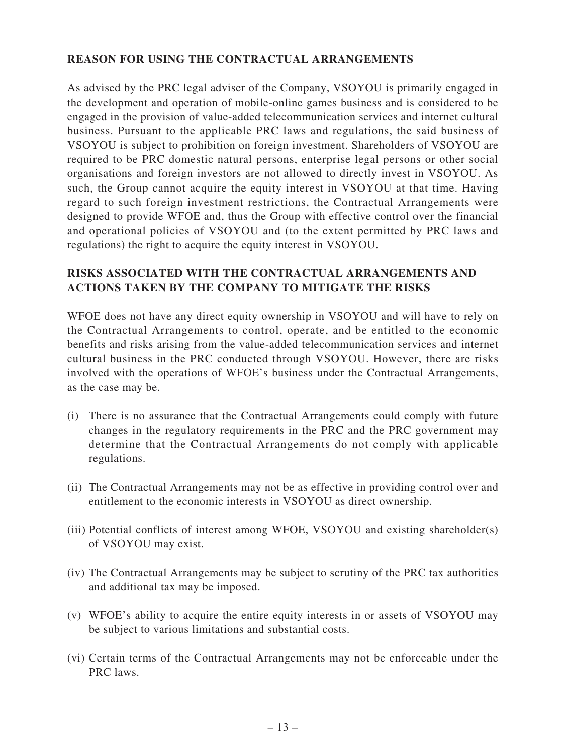## REASON FOR USING THE CONTRACTUAL ARRANGEMENTS

As advised by the PRC legal adviser of the Company, VSOYOU is primarily engaged in the development and operation of mobile-online games business and is considered to be engaged in the provision of value-added telecommunication services and internet cultural business. Pursuant to the applicable PRC laws and regulations, the said business of VSOYOU is subject to prohibition on foreign investment. Shareholders of VSOYOU are required to be PRC domestic natural persons, enterprise legal persons or other social organisations and foreign investors are not allowed to directly invest in VSOYOU. As such, the Group cannot acquire the equity interest in VSOYOU at that time. Having regard to such foreign investment restrictions, the Contractual Arrangements were designed to provide WFOE and, thus the Group with effective control over the financial and operational policies of VSOYOU and (to the extent permitted by PRC laws and regulations) the right to acquire the equity interest in VSOYOU.

## RISKS ASSOCIATED WITH THE CONTRACTUAL ARRANGEMENTS AND ACTIONS TAKEN BY THE COMPANY TO MITIGATE THE RISKS

WFOE does not have any direct equity ownership in VSOYOU and will have to rely on the Contractual Arrangements to control, operate, and be entitled to the economic benefits and risks arising from the value-added telecommunication services and internet cultural business in the PRC conducted through VSOYOU. However, there are risks involved with the operations of WFOE's business under the Contractual Arrangements, as the case may be.

(i) There is no assurance that the Contractual Arrangements could comply with future changes in the regulatory requirements in the PRC and the PRC government may determine that the Contractual Arrangements do not comply with applicable regulations.

(ii) The Contractual Arrangements may not be as effective in providing control over and entitlement to the economic interests in VSOYOU as direct ownership.

(iii) Potential conflicts of interest among WFOE, VSOYOU and existing shareholder(s) of VSOYOU may exist.

(iv) The Contractual Arrangements may be subject to scrutiny of the PRC tax authorities and additional tax may be imposed.

(v) WFOE's ability to acquire the entire equity interests in or assets of VSOYOU may be subject to various limitations and substantial costs.

(vi) Certain terms of the Contractual Arrangements may not be enforceable under the PRC laws.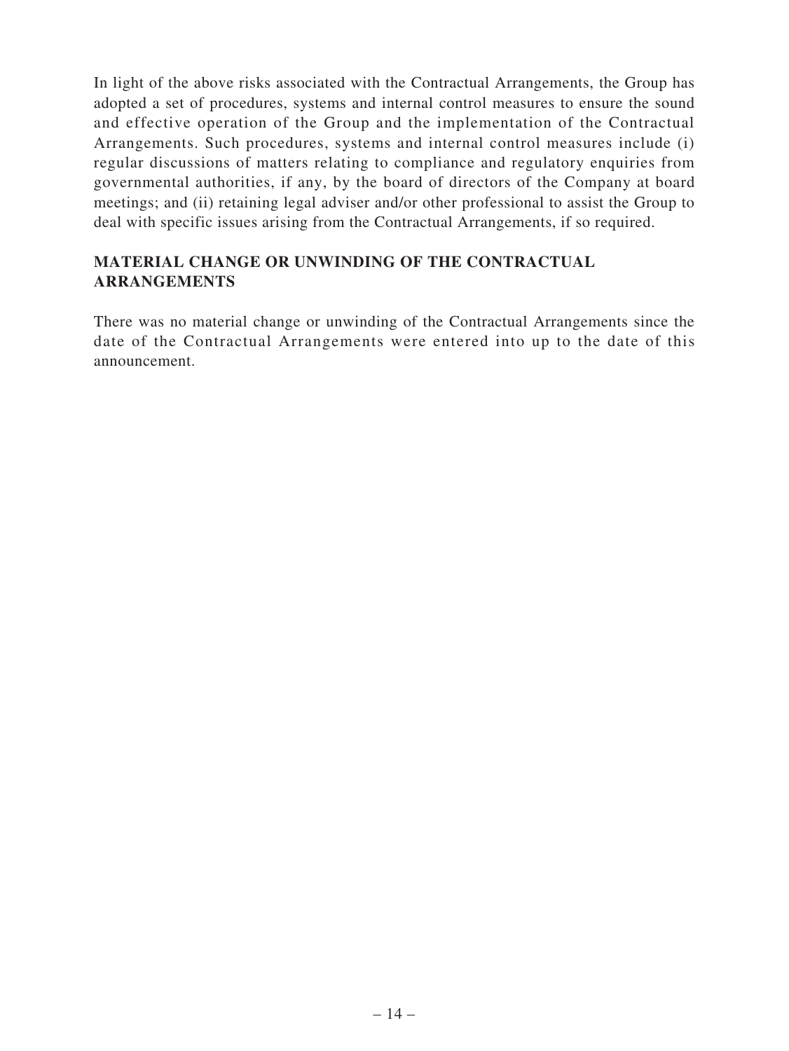In light of the above risks associated with the Contractual Arrangements, the Group has adopted a set of procedures, systems and internal control measures to ensure the sound and effective operation of the Group and the implementation of the Contractual Arrangements. Such procedures, systems and internal control measures include (i) regular discussions of matters relating to compliance and regulatory enquiries from governmental authorities, if any, by the board of directors of the Company at board meetings; and (ii) retaining legal adviser and/or other professional to assist the Group to deal with specific issues arising from the Contractual Arrangements, if so required.

## MATERIAL CHANGE OR UNWINDING OF THE CONTRACTUAL ARRANGEMENTS

There was no material change or unwinding of the Contractual Arrangements since the date of the Contractual Arrangements were entered into up to the date of this announcement.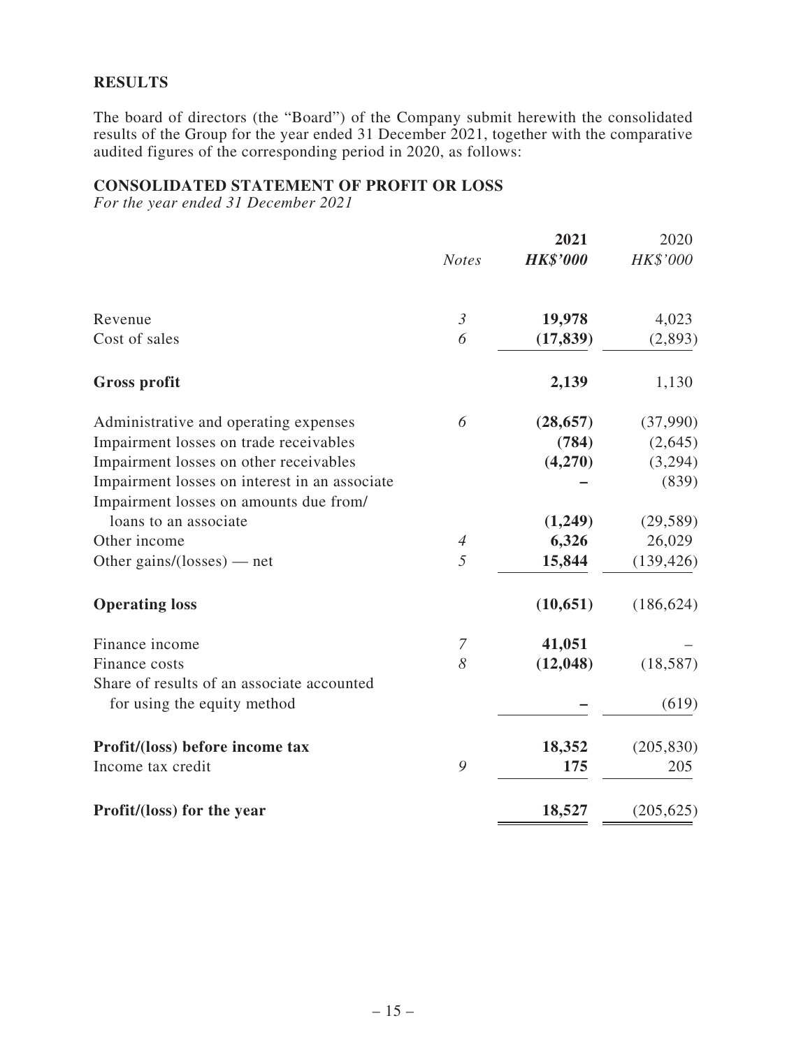## RESULTS

The board of directors (the "Board") of the Company submit herewith the consolidated results of the Group for the year ended 31 December 2021, together with the comparative audited figures of the corresponding period in 2020, as follows:

## CONSOLIDATED STATEMENT OF PROFIT OR LOSS

*For the year ended 31 December 2021*

| | *Notes* | **2021** *HK$'000* | 2020 *HK$'000* |
|---|---|---|---|
| Revenue | *3* | **19,978** | 4,023 |
| Cost of sales | *6* | **(17,839)** | (2,893) |
| **Gross profit** | | **2,139** | 1,130 |
| Administrative and operating expenses | *6* | **(28,657)** | (37,990) |
| Impairment losses on trade receivables | | **(784)** | (2,645) |
| Impairment losses on other receivables | | **(4,270)** | (3,294) |
| Impairment losses on interest in an associate | | **–** | (839) |
| Impairment losses on amounts due from/ loans to an associate | | **(1,249)** | (29,589) |
| Other income | *4* | **6,326** | 26,029 |
| Other gains/(losses) — net | *5* | **15,844** | (139,426) |
| **Operating loss** | | **(10,651)** | (186,624) |
| Finance income | *7* | **41,051** | – |
| Finance costs | *8* | **(12,048)** | (18,587) |
| Share of results of an associate accounted for using the equity method | | **–** | (619) |
| **Profit/(loss) before income tax** | | **18,352** | (205,830) |
| Income tax credit | *9* | **175** | 205 |
| **Profit/(loss) for the year** | | **18,527** | (205,625) |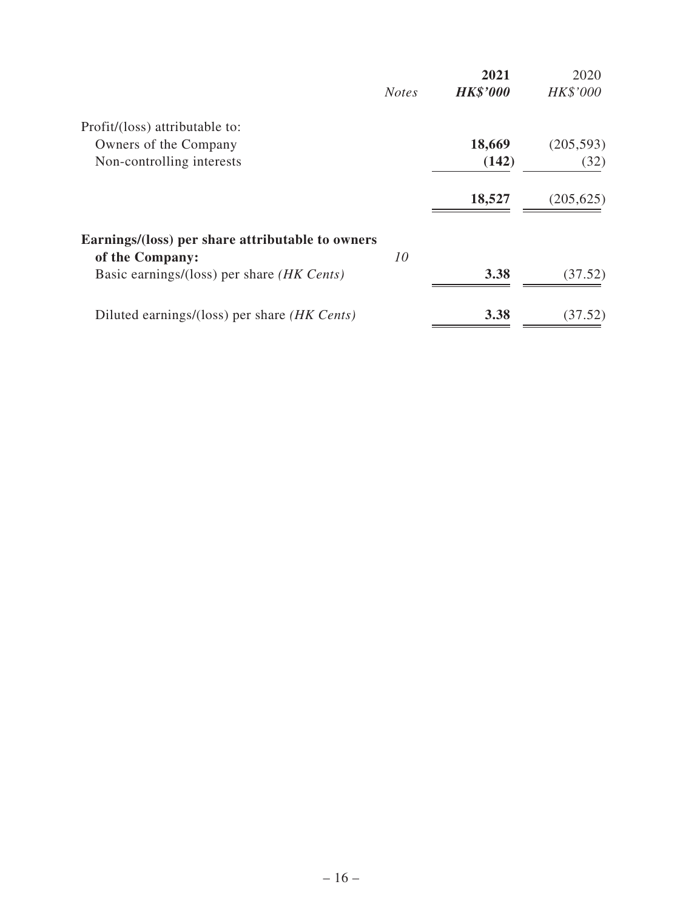| | Notes | **2021** | 2020 |
|---|---|---|---|
| | | ***HK$'000*** | *HK$'000* |
| Profit/(loss) attributable to: | | | |
| Owners of the Company | | **18,669** | (205,593) |
| Non-controlling interests | | **(142)** | (32) |
| | | **18,527** | (205,625) |
| **Earnings/(loss) per share attributable to owners of the Company:** | *10* | | |
| Basic earnings/(loss) per share *(HK Cents)* | | **3.38** | (37.52) |
| Diluted earnings/(loss) per share *(HK Cents)* | | **3.38** | (37.52) |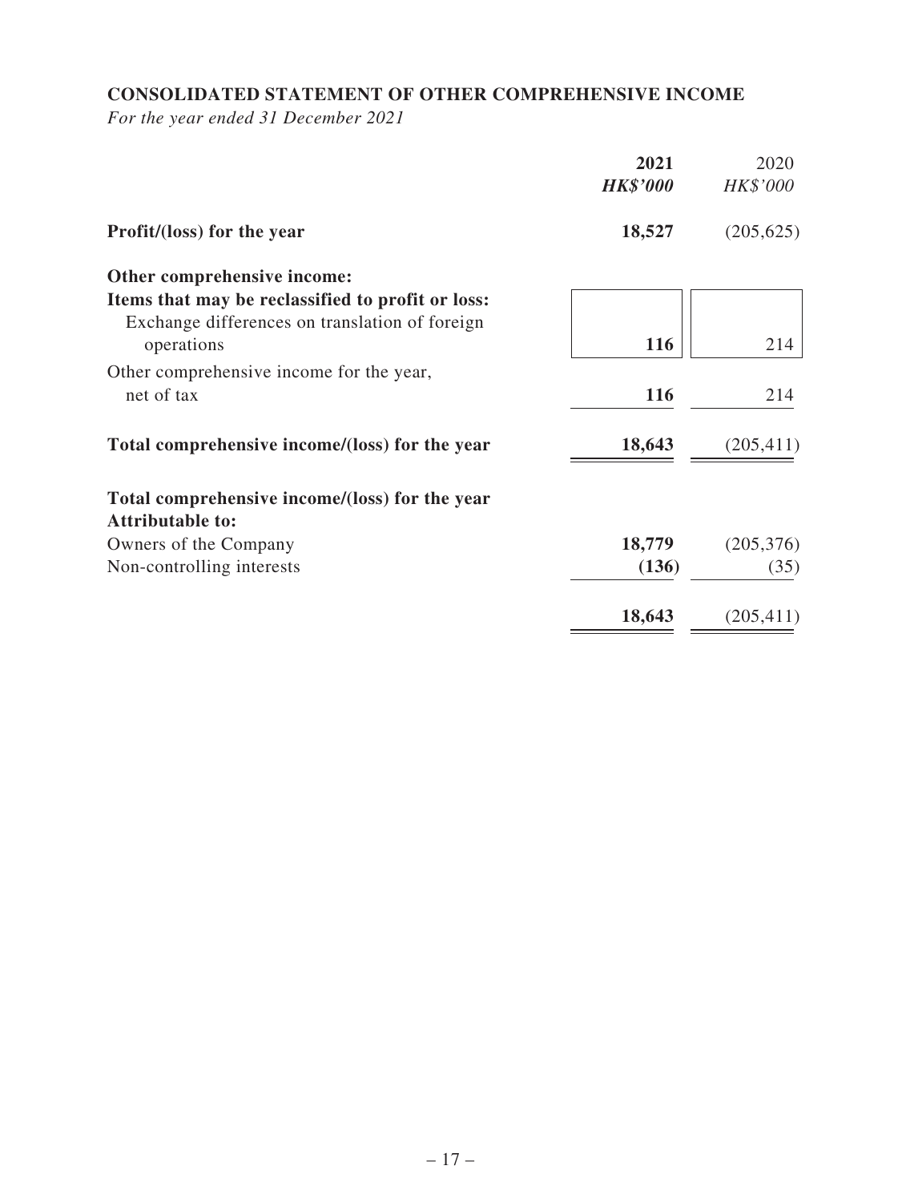## CONSOLIDATED STATEMENT OF OTHER COMPREHENSIVE INCOME

*For the year ended 31 December 2021*

| | **2021** | 2020 |
|---|---|---|
| | ***HK$'000*** | *HK$'000* |
| **Profit/(loss) for the year** | **18,527** | (205,625) |
| **Other comprehensive income:** | | |
| **Items that may be reclassified to profit or loss:** | | |
| Exchange differences on translation of foreign operations | **116** | 214 |
| Other comprehensive income for the year, net of tax | **116** | 214 |
| **Total comprehensive income/(loss) for the year** | **18,643** | (205,411) |
| **Total comprehensive income/(loss) for the year** | | |
| **Attributable to:** | | |
| Owners of the Company | **18,779** | (205,376) |
| Non-controlling interests | **(136)** | (35) |
| | **18,643** | (205,411) |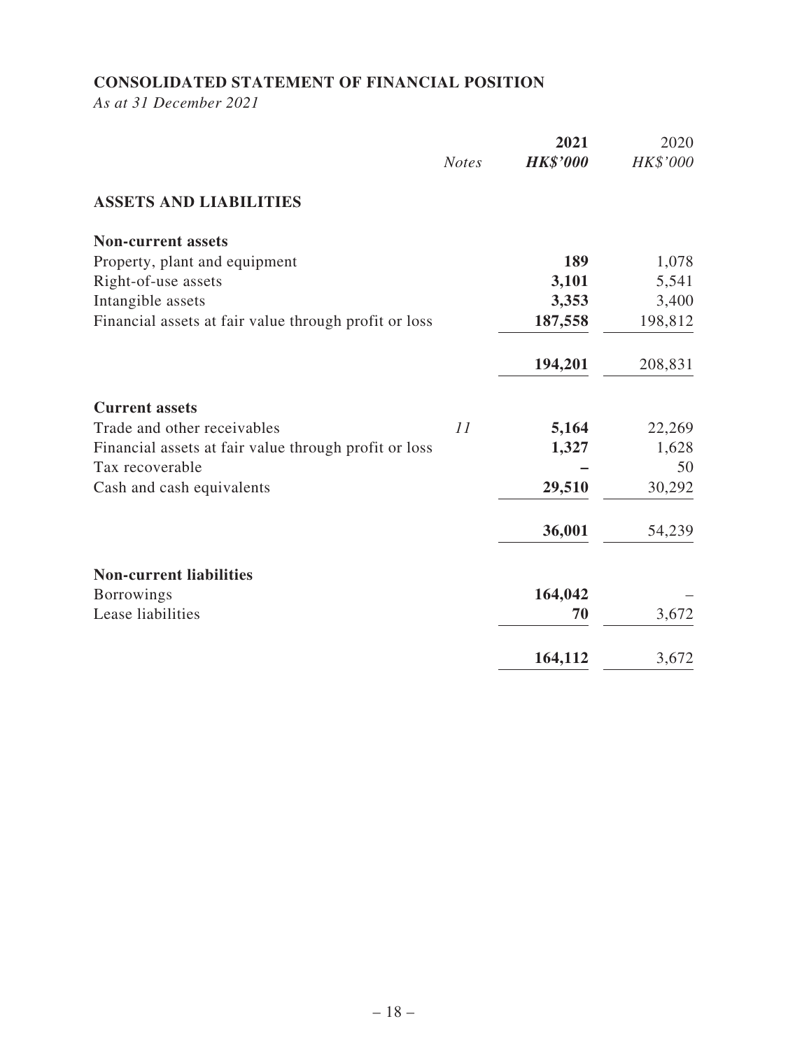## CONSOLIDATED STATEMENT OF FINANCIAL POSITION

*As at 31 December 2021*

| | *Notes* | **2021** | 2020 |
|---|---|---|---|
| | | ***HK$'000*** | *HK$'000* |
| **ASSETS AND LIABILITIES** | | | |
| **Non-current assets** | | | |
| Property, plant and equipment | | **189** | 1,078 |
| Right-of-use assets | | **3,101** | 5,541 |
| Intangible assets | | **3,353** | 3,400 |
| Financial assets at fair value through profit or loss | | **187,558** | 198,812 |
| | | **194,201** | 208,831 |
| **Current assets** | | | |
| Trade and other receivables | *11* | **5,164** | 22,269 |
| Financial assets at fair value through profit or loss | | **1,327** | 1,628 |
| Tax recoverable | | **–** | 50 |
| Cash and cash equivalents | | **29,510** | 30,292 |
| | | **36,001** | 54,239 |
| **Non-current liabilities** | | | |
| Borrowings | | **164,042** | – |
| Lease liabilities | | **70** | 3,672 |
| | | **164,112** | 3,672 |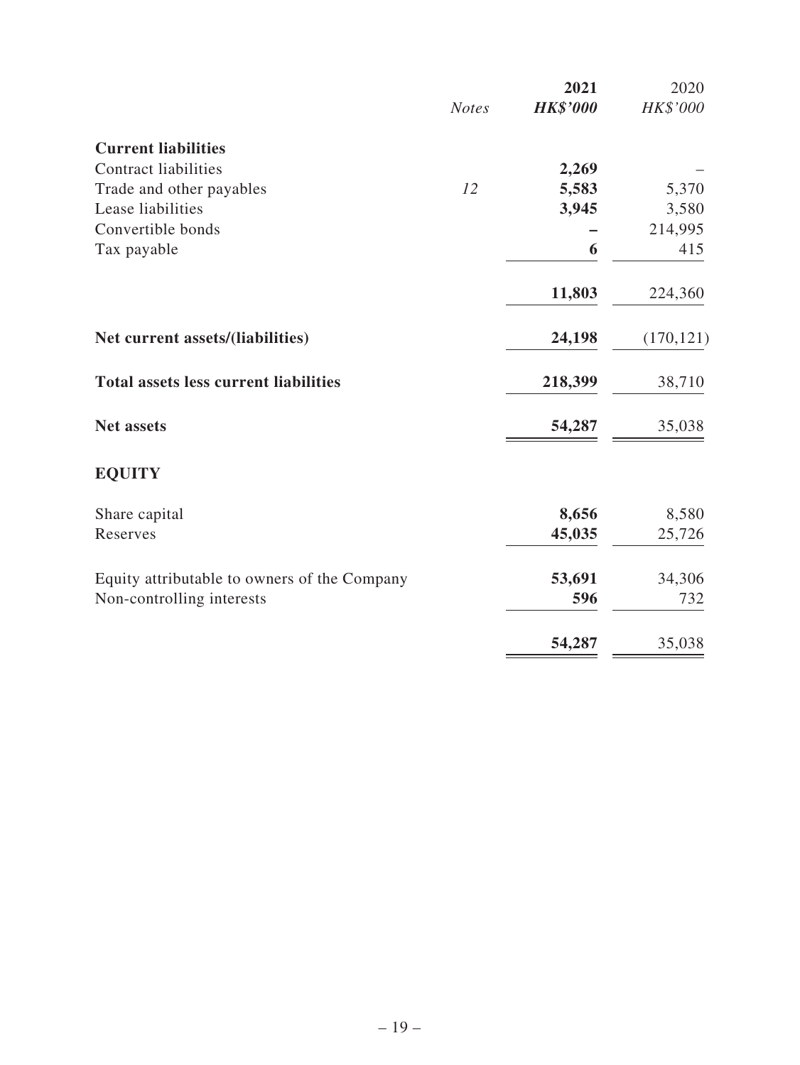| | Notes | 2021<br>HK$'000 | 2020<br>HK$'000 |
|---|---|---|---|
| **Current liabilities** | | | |
| Contract liabilities | | **2,269** | – |
| Trade and other payables | 12 | **5,583** | 5,370 |
| Lease liabilities | | **3,945** | 3,580 |
| Convertible bonds | | **–** | 214,995 |
| Tax payable | | **6** | 415 |
| | | **11,803** | 224,360 |
| **Net current assets/(liabilities)** | | **24,198** | (170,121) |
| **Total assets less current liabilities** | | **218,399** | 38,710 |
| **Net assets** | | **54,287** | 35,038 |
| **EQUITY** | | | |
| Share capital | | **8,656** | 8,580 |
| Reserves | | **45,035** | 25,726 |
| Equity attributable to owners of the Company | | **53,691** | 34,306 |
| Non-controlling interests | | **596** | 732 |
| | | **54,287** | 35,038 |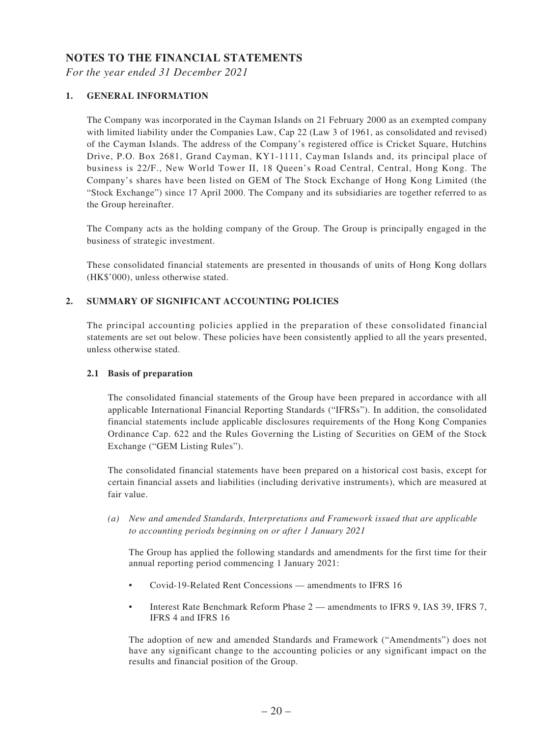# NOTES TO THE FINANCIAL STATEMENTS

*For the year ended 31 December 2021*

## 1. GENERAL INFORMATION

The Company was incorporated in the Cayman Islands on 21 February 2000 as an exempted company with limited liability under the Companies Law, Cap 22 (Law 3 of 1961, as consolidated and revised) of the Cayman Islands. The address of the Company's registered office is Cricket Square, Hutchins Drive, P.O. Box 2681, Grand Cayman, KY1-1111, Cayman Islands and, its principal place of business is 22/F., New World Tower II, 18 Queen's Road Central, Central, Hong Kong. The Company's shares have been listed on GEM of The Stock Exchange of Hong Kong Limited (the "Stock Exchange") since 17 April 2000. The Company and its subsidiaries are together referred to as the Group hereinafter.

The Company acts as the holding company of the Group. The Group is principally engaged in the business of strategic investment.

These consolidated financial statements are presented in thousands of units of Hong Kong dollars (HK$'000), unless otherwise stated.

## 2. SUMMARY OF SIGNIFICANT ACCOUNTING POLICIES

The principal accounting policies applied in the preparation of these consolidated financial statements are set out below. These policies have been consistently applied to all the years presented, unless otherwise stated.

### 2.1 Basis of preparation

The consolidated financial statements of the Group have been prepared in accordance with all applicable International Financial Reporting Standards ("IFRSs"). In addition, the consolidated financial statements include applicable disclosures requirements of the Hong Kong Companies Ordinance Cap. 622 and the Rules Governing the Listing of Securities on GEM of the Stock Exchange ("GEM Listing Rules").

The consolidated financial statements have been prepared on a historical cost basis, except for certain financial assets and liabilities (including derivative instruments), which are measured at fair value.

*(a) New and amended Standards, Interpretations and Framework issued that are applicable to accounting periods beginning on or after 1 January 2021*

The Group has applied the following standards and amendments for the first time for their annual reporting period commencing 1 January 2021:

- Covid-19-Related Rent Concessions — amendments to IFRS 16
- Interest Rate Benchmark Reform Phase 2 — amendments to IFRS 9, IAS 39, IFRS 7, IFRS 4 and IFRS 16

The adoption of new and amended Standards and Framework ("Amendments") does not have any significant change to the accounting policies or any significant impact on the results and financial position of the Group.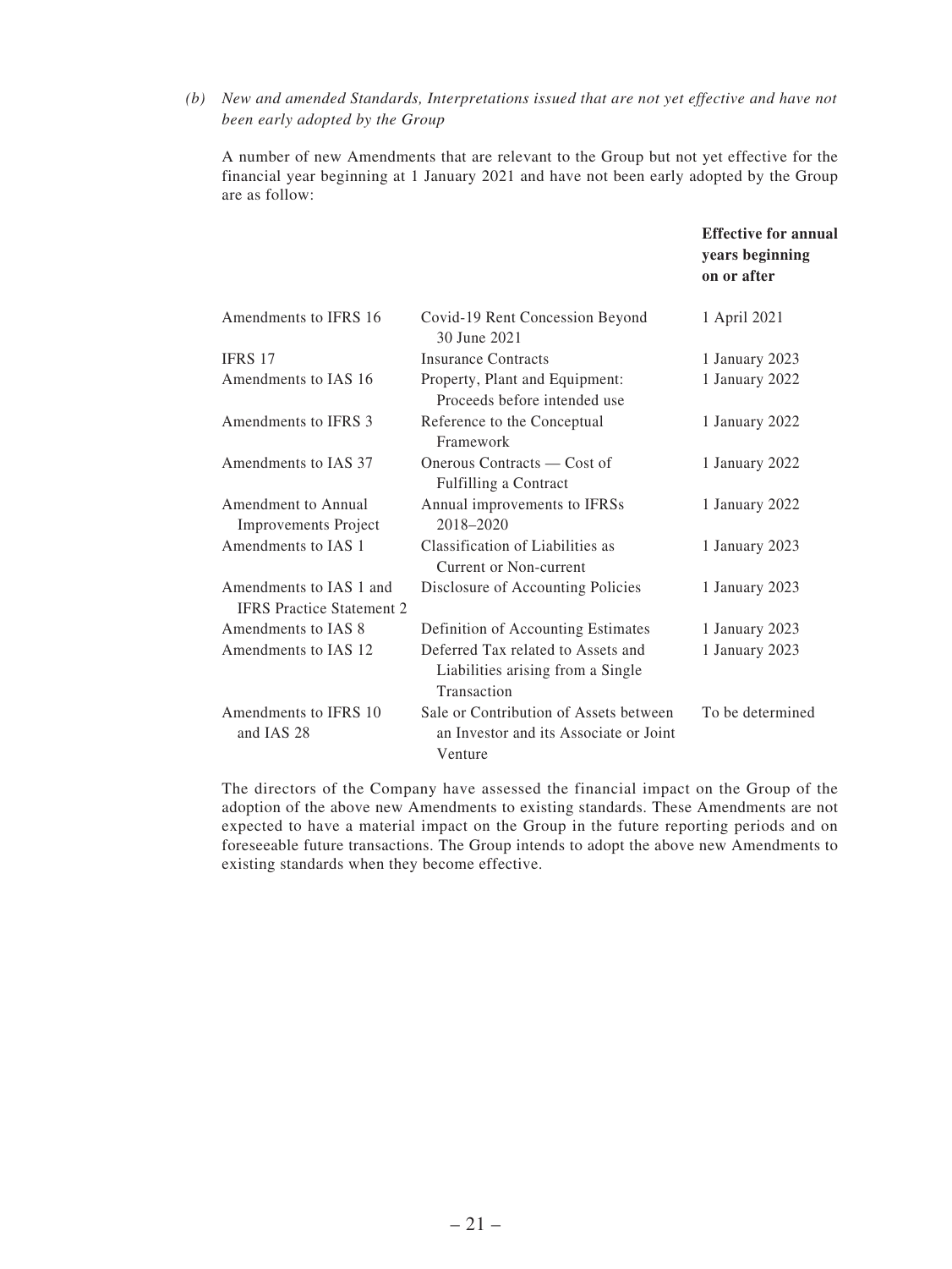*(b) New and amended Standards, Interpretations issued that are not yet effective and have not been early adopted by the Group*

A number of new Amendments that are relevant to the Group but not yet effective for the financial year beginning at 1 January 2021 and have not been early adopted by the Group are as follow:

| | | **Effective for annual years beginning on or after** |
|---|---|---|
| Amendments to IFRS 16 | Covid-19 Rent Concession Beyond 30 June 2021 | 1 April 2021 |
| IFRS 17 | Insurance Contracts | 1 January 2023 |
| Amendments to IAS 16 | Property, Plant and Equipment: Proceeds before intended use | 1 January 2022 |
| Amendments to IFRS 3 | Reference to the Conceptual Framework | 1 January 2022 |
| Amendments to IAS 37 | Onerous Contracts — Cost of Fulfilling a Contract | 1 January 2022 |
| Amendment to Annual Improvements Project | Annual improvements to IFRSs 2018–2020 | 1 January 2022 |
| Amendments to IAS 1 | Classification of Liabilities as Current or Non-current | 1 January 2023 |
| Amendments to IAS 1 and IFRS Practice Statement 2 | Disclosure of Accounting Policies | 1 January 2023 |
| Amendments to IAS 8 | Definition of Accounting Estimates | 1 January 2023 |
| Amendments to IAS 12 | Deferred Tax related to Assets and Liabilities arising from a Single Transaction | 1 January 2023 |
| Amendments to IFRS 10 and IAS 28 | Sale or Contribution of Assets between an Investor and its Associate or Joint Venture | To be determined |

The directors of the Company have assessed the financial impact on the Group of the adoption of the above new Amendments to existing standards. These Amendments are not expected to have a material impact on the Group in the future reporting periods and on foreseeable future transactions. The Group intends to adopt the above new Amendments to existing standards when they become effective.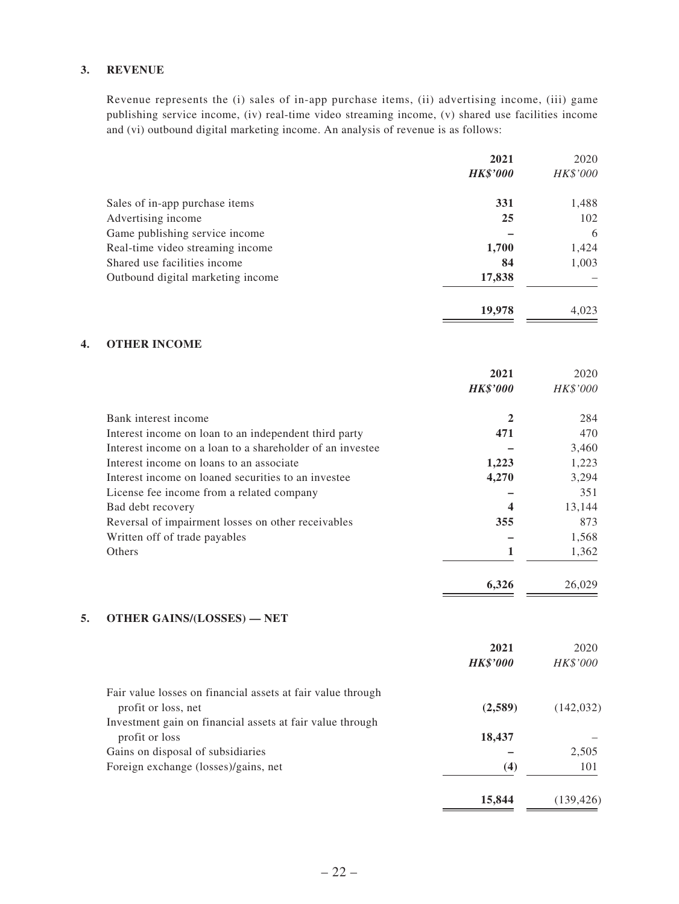## 3. REVENUE

Revenue represents the (i) sales of in-app purchase items, (ii) advertising income, (iii) game publishing service income, (iv) real-time video streaming income, (v) shared use facilities income and (vi) outbound digital marketing income. An analysis of revenue is as follows:

| | **2021** | 2020 |
|---|---|---|
| | ***HK$'000*** | *HK$'000* |
| Sales of in-app purchase items | **331** | 1,488 |
| Advertising income | **25** | 102 |
| Game publishing service income | **–** | 6 |
| Real-time video streaming income | **1,700** | 1,424 |
| Shared use facilities income | **84** | 1,003 |
| Outbound digital marketing income | **17,838** | – |
| | **19,978** | 4,023 |

## 4. OTHER INCOME

| | **2021** | 2020 |
|---|---|---|
| | ***HK$'000*** | *HK$'000* |
| Bank interest income | **2** | 284 |
| Interest income on loan to an independent third party | **471** | 470 |
| Interest income on a loan to a shareholder of an investee | **–** | 3,460 |
| Interest income on loans to an associate | **1,223** | 1,223 |
| Interest income on loaned securities to an investee | **4,270** | 3,294 |
| License fee income from a related company | **–** | 351 |
| Bad debt recovery | **4** | 13,144 |
| Reversal of impairment losses on other receivables | **355** | 873 |
| Written off of trade payables | **–** | 1,568 |
| Others | **1** | 1,362 |
| | **6,326** | 26,029 |

## 5. OTHER GAINS/(LOSSES) — NET

| | **2021** | 2020 |
|---|---|---|
| | ***HK$'000*** | *HK$'000* |
| Fair value losses on financial assets at fair value through profit or loss, net | **(2,589)** | (142,032) |
| Investment gain on financial assets at fair value through profit or loss | **18,437** | – |
| Gains on disposal of subsidiaries | **–** | 2,505 |
| Foreign exchange (losses)/gains, net | **(4)** | 101 |
| | **15,844** | (139,426) |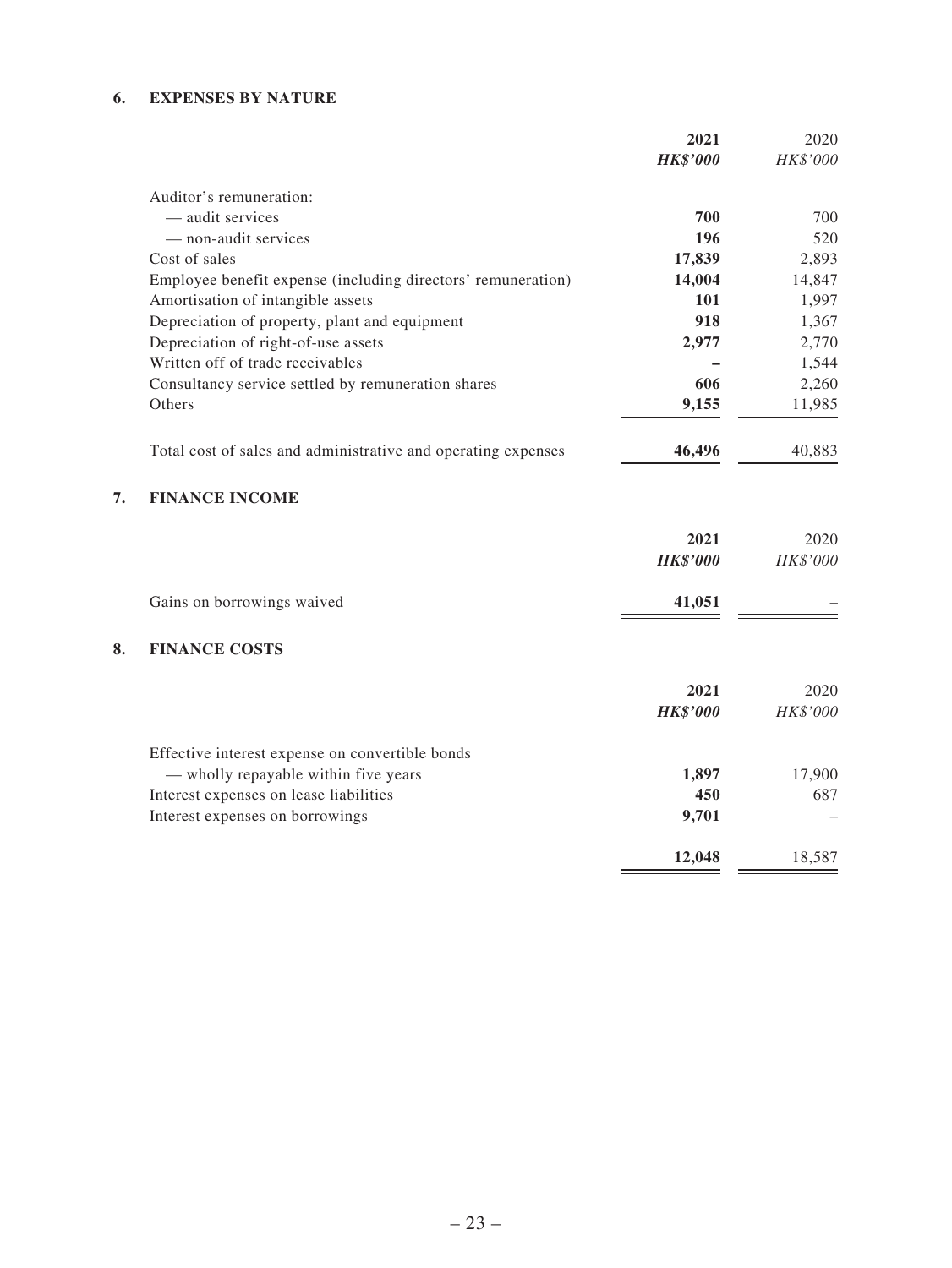## 6. EXPENSES BY NATURE

| | 2021 | 2020 |
|---|---|---|
| | ***HK$'000*** | *HK$'000* |
| Auditor's remuneration: | | |
| — audit services | **700** | 700 |
| — non-audit services | **196** | 520 |
| Cost of sales | **17,839** | 2,893 |
| Employee benefit expense (including directors' remuneration) | **14,004** | 14,847 |
| Amortisation of intangible assets | **101** | 1,997 |
| Depreciation of property, plant and equipment | **918** | 1,367 |
| Depreciation of right-of-use assets | **2,977** | 2,770 |
| Written off of trade receivables | **–** | 1,544 |
| Consultancy service settled by remuneration shares | **606** | 2,260 |
| Others | **9,155** | 11,985 |
| Total cost of sales and administrative and operating expenses | **46,496** | 40,883 |

## 7. FINANCE INCOME

| | 2021 | 2020 |
|---|---|---|
| | ***HK$'000*** | *HK$'000* |
| Gains on borrowings waived | **41,051** | – |

## 8. FINANCE COSTS

| | 2021 | 2020 |
|---|---|---|
| | ***HK$'000*** | *HK$'000* |
| Effective interest expense on convertible bonds | | |
| — wholly repayable within five years | **1,897** | 17,900 |
| Interest expenses on lease liabilities | **450** | 687 |
| Interest expenses on borrowings | **9,701** | – |
| | **12,048** | 18,587 |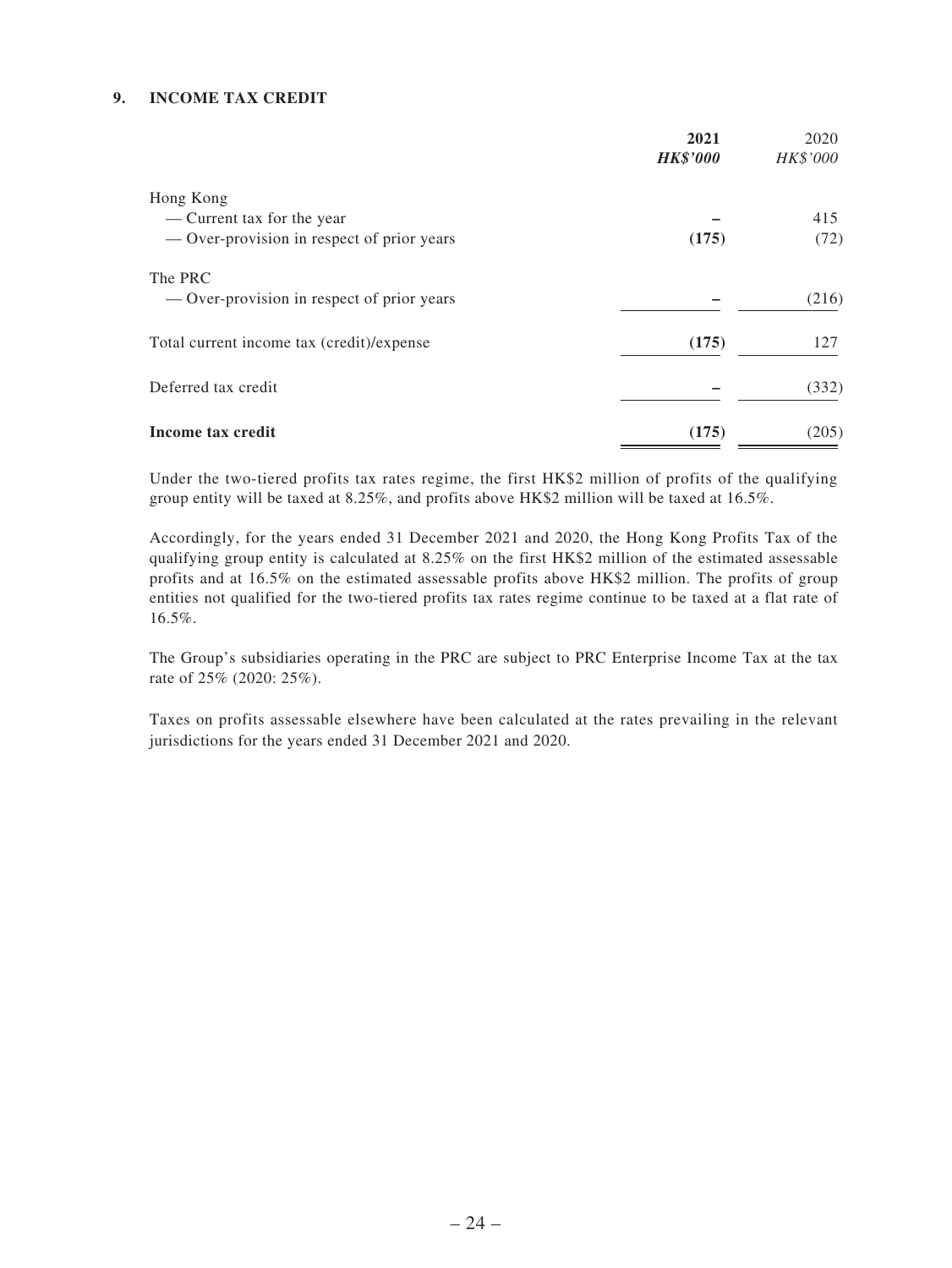## 9. INCOME TAX CREDIT

| | 2021 | 2020 |
|---|---|---|
| | ***HK$'000*** | *HK$'000* |
| Hong Kong | | |
| — Current tax for the year | **–** | 415 |
| — Over-provision in respect of prior years | **(175)** | (72) |
| The PRC | | |
| — Over-provision in respect of prior years | **–** | (216) |
| Total current income tax (credit)/expense | **(175)** | 127 |
| Deferred tax credit | **–** | (332) |
| **Income tax credit** | **(175)** | (205) |

Under the two-tiered profits tax rates regime, the first HK$2 million of profits of the qualifying group entity will be taxed at 8.25%, and profits above HK$2 million will be taxed at 16.5%.

Accordingly, for the years ended 31 December 2021 and 2020, the Hong Kong Profits Tax of the qualifying group entity is calculated at 8.25% on the first HK$2 million of the estimated assessable profits and at 16.5% on the estimated assessable profits above HK$2 million. The profits of group entities not qualified for the two-tiered profits tax rates regime continue to be taxed at a flat rate of 16.5%.

The Group's subsidiaries operating in the PRC are subject to PRC Enterprise Income Tax at the tax rate of 25% (2020: 25%).

Taxes on profits assessable elsewhere have been calculated at the rates prevailing in the relevant jurisdictions for the years ended 31 December 2021 and 2020.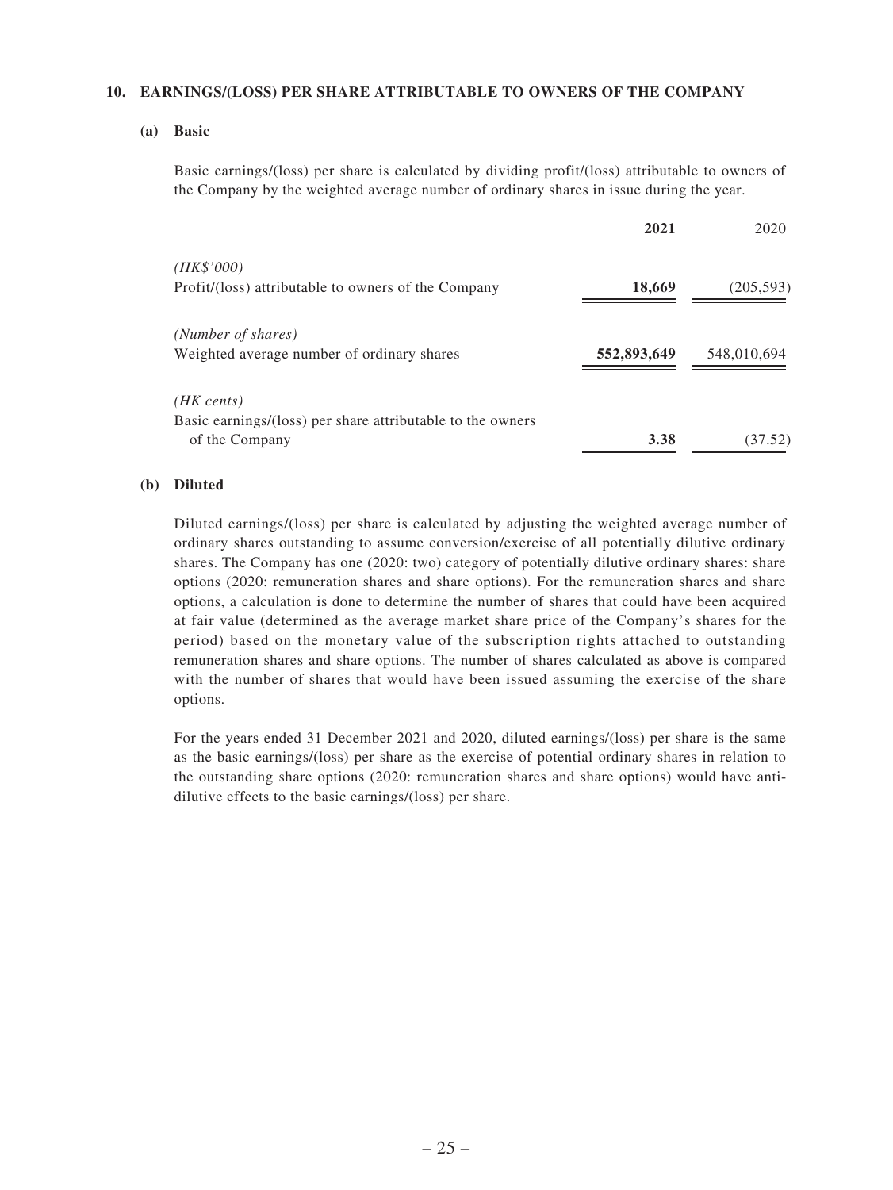## 10. EARNINGS/(LOSS) PER SHARE ATTRIBUTABLE TO OWNERS OF THE COMPANY

### (a) Basic

Basic earnings/(loss) per share is calculated by dividing profit/(loss) attributable to owners of the Company by the weighted average number of ordinary shares in issue during the year.

| | **2021** | 2020 |
|---|---|---|
| *(HK$'000)* | | |
| Profit/(loss) attributable to owners of the Company | **18,669** | (205,593) |
| *(Number of shares)* | | |
| Weighted average number of ordinary shares | **552,893,649** | 548,010,694 |
| *(HK cents)* | | |
| Basic earnings/(loss) per share attributable to the owners of the Company | **3.38** | (37.52) |

### (b) Diluted

Diluted earnings/(loss) per share is calculated by adjusting the weighted average number of ordinary shares outstanding to assume conversion/exercise of all potentially dilutive ordinary shares. The Company has one (2020: two) category of potentially dilutive ordinary shares: share options (2020: remuneration shares and share options). For the remuneration shares and share options, a calculation is done to determine the number of shares that could have been acquired at fair value (determined as the average market share price of the Company's shares for the period) based on the monetary value of the subscription rights attached to outstanding remuneration shares and share options. The number of shares calculated as above is compared with the number of shares that would have been issued assuming the exercise of the share options.

For the years ended 31 December 2021 and 2020, diluted earnings/(loss) per share is the same as the basic earnings/(loss) per share as the exercise of potential ordinary shares in relation to the outstanding share options (2020: remuneration shares and share options) would have anti-dilutive effects to the basic earnings/(loss) per share.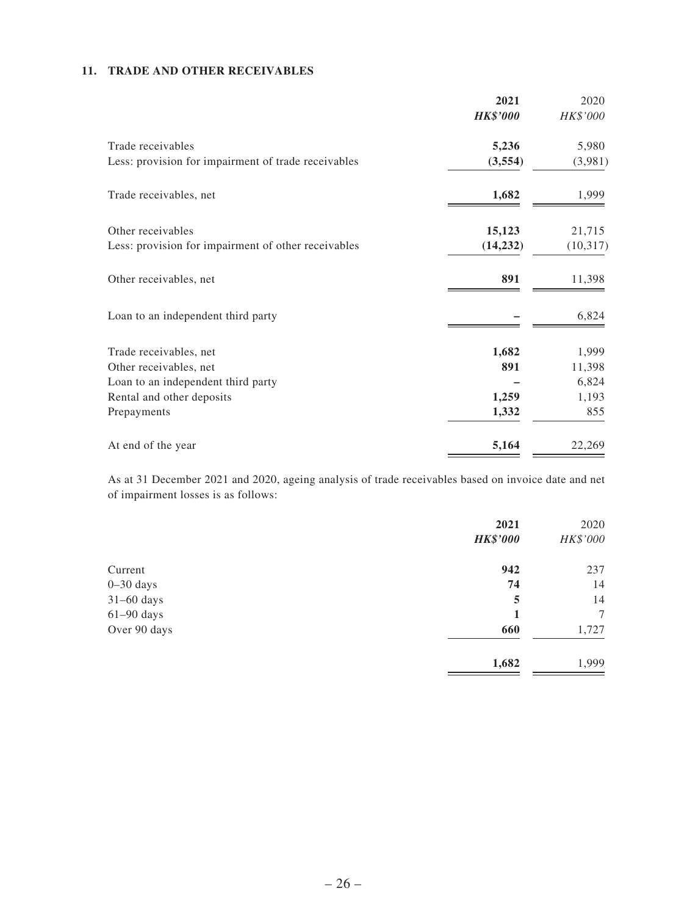## 11. TRADE AND OTHER RECEIVABLES

| | 2021 | 2020 |
|---|---|---|
| | ***HK$'000*** | *HK$'000* |
| Trade receivables | **5,236** | 5,980 |
| Less: provision for impairment of trade receivables | **(3,554)** | (3,981) |
| Trade receivables, net | **1,682** | 1,999 |
| Other receivables | **15,123** | 21,715 |
| Less: provision for impairment of other receivables | **(14,232)** | (10,317) |
| Other receivables, net | **891** | 11,398 |
| Loan to an independent third party | **–** | 6,824 |
| Trade receivables, net | **1,682** | 1,999 |
| Other receivables, net | **891** | 11,398 |
| Loan to an independent third party | **–** | 6,824 |
| Rental and other deposits | **1,259** | 1,193 |
| Prepayments | **1,332** | 855 |
| At end of the year | **5,164** | 22,269 |

As at 31 December 2021 and 2020, ageing analysis of trade receivables based on invoice date and net of impairment losses is as follows:

| | 2021 | 2020 |
|---|---|---|
| | ***HK$'000*** | *HK$'000* |
| Current | **942** | 237 |
| 0–30 days | **74** | 14 |
| 31–60 days | **5** | 14 |
| 61–90 days | **1** | 7 |
| Over 90 days | **660** | 1,727 |
| | **1,682** | 1,999 |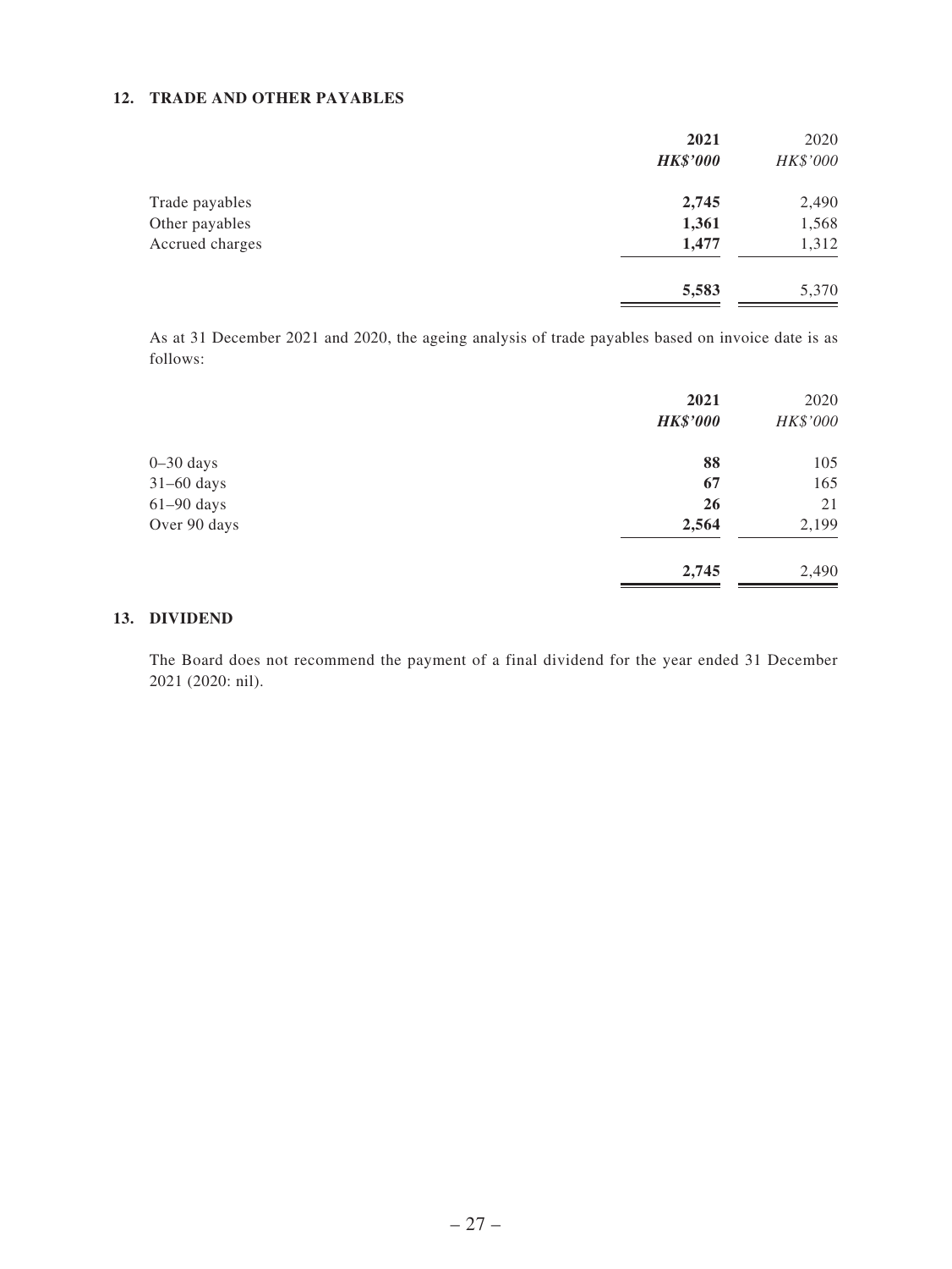## 12. TRADE AND OTHER PAYABLES

| | 2021 | 2020 |
|---|---|---|
| | ***HK\$'000*** | *HK\$'000* |
| Trade payables | **2,745** | 2,490 |
| Other payables | **1,361** | 1,568 |
| Accrued charges | **1,477** | 1,312 |
| | **5,583** | 5,370 |

As at 31 December 2021 and 2020, the ageing analysis of trade payables based on invoice date is as follows:

| | 2021 | 2020 |
|---|---|---|
| | ***HK\$'000*** | *HK\$'000* |
| 0–30 days | **88** | 105 |
| 31–60 days | **67** | 165 |
| 61–90 days | **26** | 21 |
| Over 90 days | **2,564** | 2,199 |
| | **2,745** | 2,490 |

## 13. DIVIDEND

The Board does not recommend the payment of a final dividend for the year ended 31 December 2021 (2020: nil).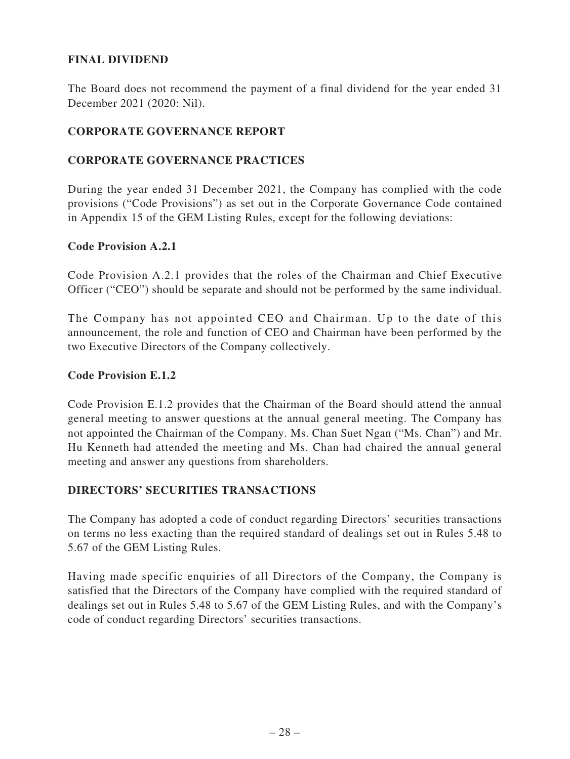## FINAL DIVIDEND

The Board does not recommend the payment of a final dividend for the year ended 31 December 2021 (2020: Nil).

## CORPORATE GOVERNANCE REPORT

## CORPORATE GOVERNANCE PRACTICES

During the year ended 31 December 2021, the Company has complied with the code provisions ("Code Provisions") as set out in the Corporate Governance Code contained in Appendix 15 of the GEM Listing Rules, except for the following deviations:

### Code Provision A.2.1

Code Provision A.2.1 provides that the roles of the Chairman and Chief Executive Officer ("CEO") should be separate and should not be performed by the same individual.

The Company has not appointed CEO and Chairman. Up to the date of this announcement, the role and function of CEO and Chairman have been performed by the two Executive Directors of the Company collectively.

### Code Provision E.1.2

Code Provision E.1.2 provides that the Chairman of the Board should attend the annual general meeting to answer questions at the annual general meeting. The Company has not appointed the Chairman of the Company. Ms. Chan Suet Ngan ("Ms. Chan") and Mr. Hu Kenneth had attended the meeting and Ms. Chan had chaired the annual general meeting and answer any questions from shareholders.

## DIRECTORS' SECURITIES TRANSACTIONS

The Company has adopted a code of conduct regarding Directors' securities transactions on terms no less exacting than the required standard of dealings set out in Rules 5.48 to 5.67 of the GEM Listing Rules.

Having made specific enquiries of all Directors of the Company, the Company is satisfied that the Directors of the Company have complied with the required standard of dealings set out in Rules 5.48 to 5.67 of the GEM Listing Rules, and with the Company's code of conduct regarding Directors' securities transactions.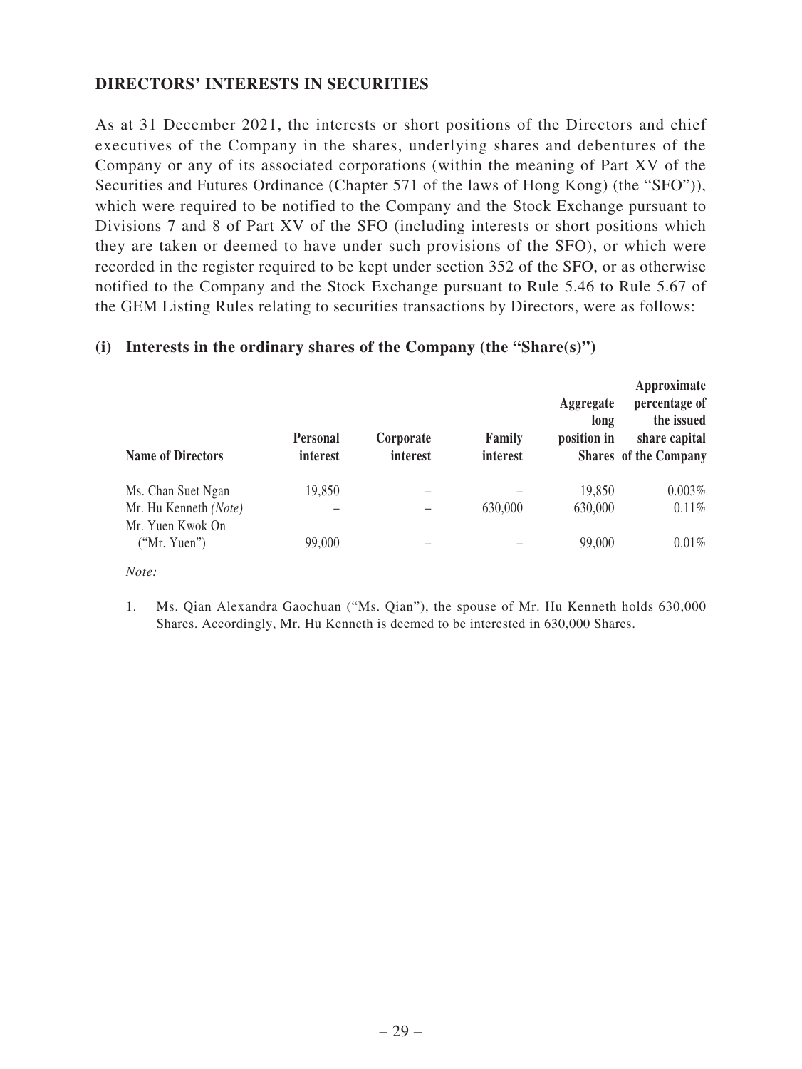## DIRECTORS' INTERESTS IN SECURITIES

As at 31 December 2021, the interests or short positions of the Directors and chief executives of the Company in the shares, underlying shares and debentures of the Company or any of its associated corporations (within the meaning of Part XV of the Securities and Futures Ordinance (Chapter 571 of the laws of Hong Kong) (the "SFO")), which were required to be notified to the Company and the Stock Exchange pursuant to Divisions 7 and 8 of Part XV of the SFO (including interests or short positions which they are taken or deemed to have under such provisions of the SFO), or which were recorded in the register required to be kept under section 352 of the SFO, or as otherwise notified to the Company and the Stock Exchange pursuant to Rule 5.46 to Rule 5.67 of the GEM Listing Rules relating to securities transactions by Directors, were as follows:

### (i) Interests in the ordinary shares of the Company (the "Share(s)")

| Name of Directors | Personal interest | Corporate interest | Family interest | Aggregate long position in Shares | Approximate percentage of the issued share capital of the Company |
|---|---|---|---|---|---|
| Ms. Chan Suet Ngan | 19,850 | – | – | 19,850 | 0.003% |
| Mr. Hu Kenneth *(Note)* | – | – | 630,000 | 630,000 | 0.11% |
| Mr. Yuen Kwok On ("Mr. Yuen") | 99,000 | – | – | 99,000 | 0.01% |

*Note:*

1. Ms. Qian Alexandra Gaochuan ("Ms. Qian"), the spouse of Mr. Hu Kenneth holds 630,000 Shares. Accordingly, Mr. Hu Kenneth is deemed to be interested in 630,000 Shares.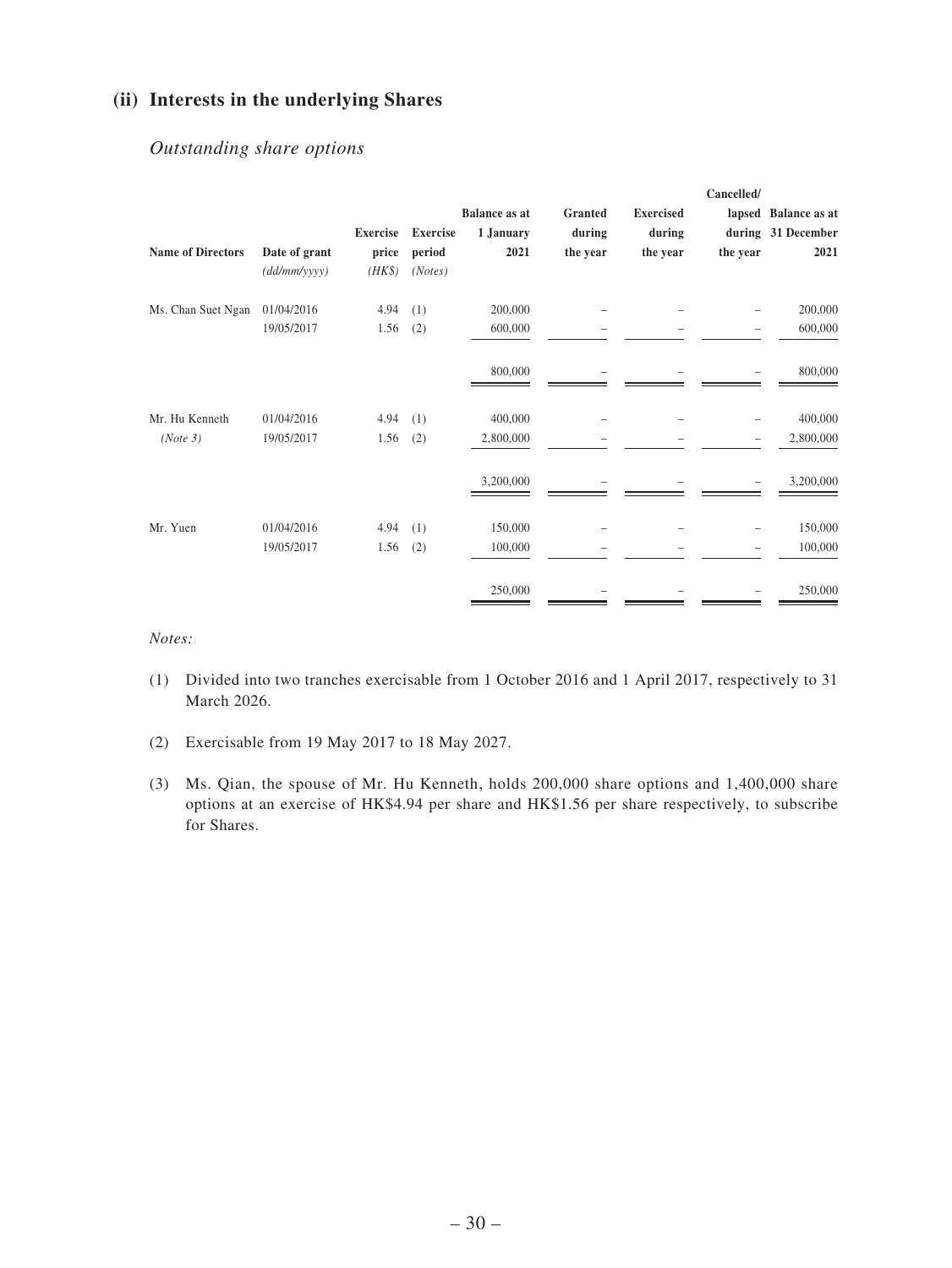## (ii) Interests in the underlying Shares

*Outstanding share options*

| Name of Directors | Date of grant *(dd/mm/yyyy)* | Exercise price *(HK$)* | Exercise period *(Notes)* | Balance as at 1 January 2021 | Granted during the year | Exercised during the year | Cancelled/ lapsed during the year | Balance as at 31 December 2021 |
|---|---|---|---|---|---|---|---|---|
| Ms. Chan Suet Ngan | 01/04/2016 | 4.94 | (1) | 200,000 | – | – | – | 200,000 |
| | 19/05/2017 | 1.56 | (2) | 600,000 | – | – | – | 600,000 |
| | | | | 800,000 | – | – | – | 800,000 |
| Mr. Hu Kenneth *(Note 3)* | 01/04/2016 | 4.94 | (1) | 400,000 | – | – | – | 400,000 |
| | 19/05/2017 | 1.56 | (2) | 2,800,000 | – | – | – | 2,800,000 |
| | | | | 3,200,000 | – | – | – | 3,200,000 |
| Mr. Yuen | 01/04/2016 | 4.94 | (1) | 150,000 | – | – | – | 150,000 |
| | 19/05/2017 | 1.56 | (2) | 100,000 | – | – | – | 100,000 |
| | | | | 250,000 | – | – | – | 250,000 |

*Notes:*

(1) Divided into two tranches exercisable from 1 October 2016 and 1 April 2017, respectively to 31 March 2026.

(2) Exercisable from 19 May 2017 to 18 May 2027.

(3) Ms. Qian, the spouse of Mr. Hu Kenneth, holds 200,000 share options and 1,400,000 share options at an exercise of HK$4.94 per share and HK$1.56 per share respectively, to subscribe for Shares.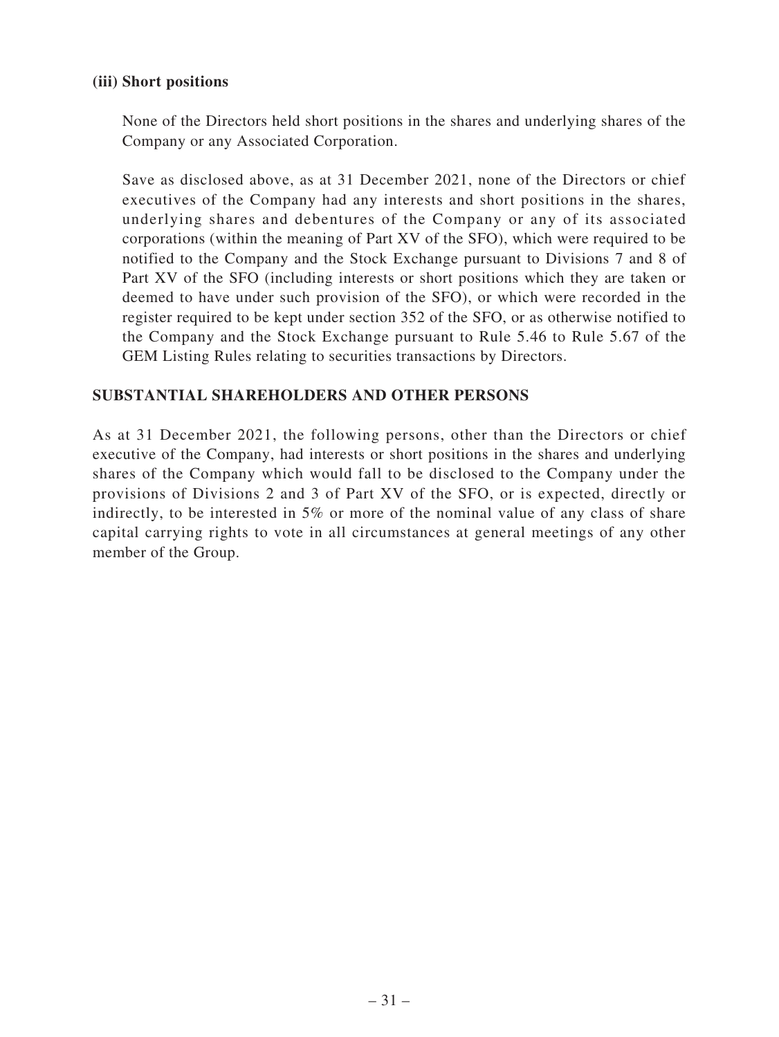**(iii) Short positions**

None of the Directors held short positions in the shares and underlying shares of the Company or any Associated Corporation.

Save as disclosed above, as at 31 December 2021, none of the Directors or chief executives of the Company had any interests and short positions in the shares, underlying shares and debentures of the Company or any of its associated corporations (within the meaning of Part XV of the SFO), which were required to be notified to the Company and the Stock Exchange pursuant to Divisions 7 and 8 of Part XV of the SFO (including interests or short positions which they are taken or deemed to have under such provision of the SFO), or which were recorded in the register required to be kept under section 352 of the SFO, or as otherwise notified to the Company and the Stock Exchange pursuant to Rule 5.46 to Rule 5.67 of the GEM Listing Rules relating to securities transactions by Directors.

## SUBSTANTIAL SHAREHOLDERS AND OTHER PERSONS

As at 31 December 2021, the following persons, other than the Directors or chief executive of the Company, had interests or short positions in the shares and underlying shares of the Company which would fall to be disclosed to the Company under the provisions of Divisions 2 and 3 of Part XV of the SFO, or is expected, directly or indirectly, to be interested in 5% or more of the nominal value of any class of share capital carrying rights to vote in all circumstances at general meetings of any other member of the Group.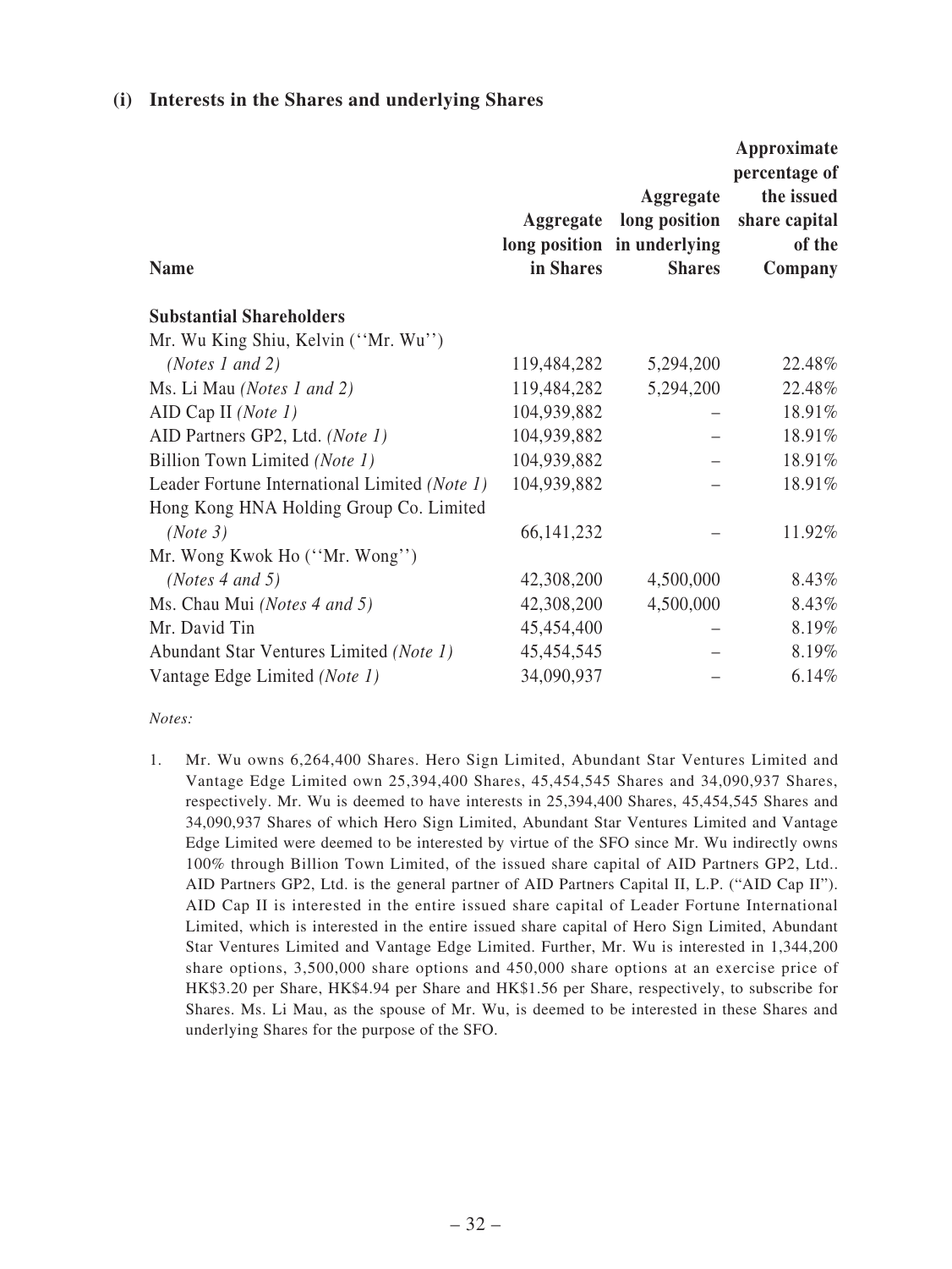### (i) Interests in the Shares and underlying Shares

| Name | Aggregate long position in Shares | Aggregate long position in underlying Shares | Approximate percentage of the issued share capital of the Company |
|---|---|---|---|
| **Substantial Shareholders** | | | |
| Mr. Wu King Shiu, Kelvin (''Mr. Wu'') *(Notes 1 and 2)* | 119,484,282 | 5,294,200 | 22.48% |
| Ms. Li Mau *(Notes 1 and 2)* | 119,484,282 | 5,294,200 | 22.48% |
| AID Cap II *(Note 1)* | 104,939,882 | – | 18.91% |
| AID Partners GP2, Ltd. *(Note 1)* | 104,939,882 | – | 18.91% |
| Billion Town Limited *(Note 1)* | 104,939,882 | – | 18.91% |
| Leader Fortune International Limited *(Note 1)* | 104,939,882 | – | 18.91% |
| Hong Kong HNA Holding Group Co. Limited *(Note 3)* | 66,141,232 | – | 11.92% |
| Mr. Wong Kwok Ho (''Mr. Wong'') *(Notes 4 and 5)* | 42,308,200 | 4,500,000 | 8.43% |
| Ms. Chau Mui *(Notes 4 and 5)* | 42,308,200 | 4,500,000 | 8.43% |
| Mr. David Tin | 45,454,400 | – | 8.19% |
| Abundant Star Ventures Limited *(Note 1)* | 45,454,545 | – | 8.19% |
| Vantage Edge Limited *(Note 1)* | 34,090,937 | – | 6.14% |

*Notes:*

1. Mr. Wu owns 6,264,400 Shares. Hero Sign Limited, Abundant Star Ventures Limited and Vantage Edge Limited own 25,394,400 Shares, 45,454,545 Shares and 34,090,937 Shares, respectively. Mr. Wu is deemed to have interests in 25,394,400 Shares, 45,454,545 Shares and 34,090,937 Shares of which Hero Sign Limited, Abundant Star Ventures Limited and Vantage Edge Limited were deemed to be interested by virtue of the SFO since Mr. Wu indirectly owns 100% through Billion Town Limited, of the issued share capital of AID Partners GP2, Ltd.. AID Partners GP2, Ltd. is the general partner of AID Partners Capital II, L.P. ("AID Cap II"). AID Cap II is interested in the entire issued share capital of Leader Fortune International Limited, which is interested in the entire issued share capital of Hero Sign Limited, Abundant Star Ventures Limited and Vantage Edge Limited. Further, Mr. Wu is interested in 1,344,200 share options, 3,500,000 share options and 450,000 share options at an exercise price of HK$3.20 per Share, HK$4.94 per Share and HK$1.56 per Share, respectively, to subscribe for Shares. Ms. Li Mau, as the spouse of Mr. Wu, is deemed to be interested in these Shares and underlying Shares for the purpose of the SFO.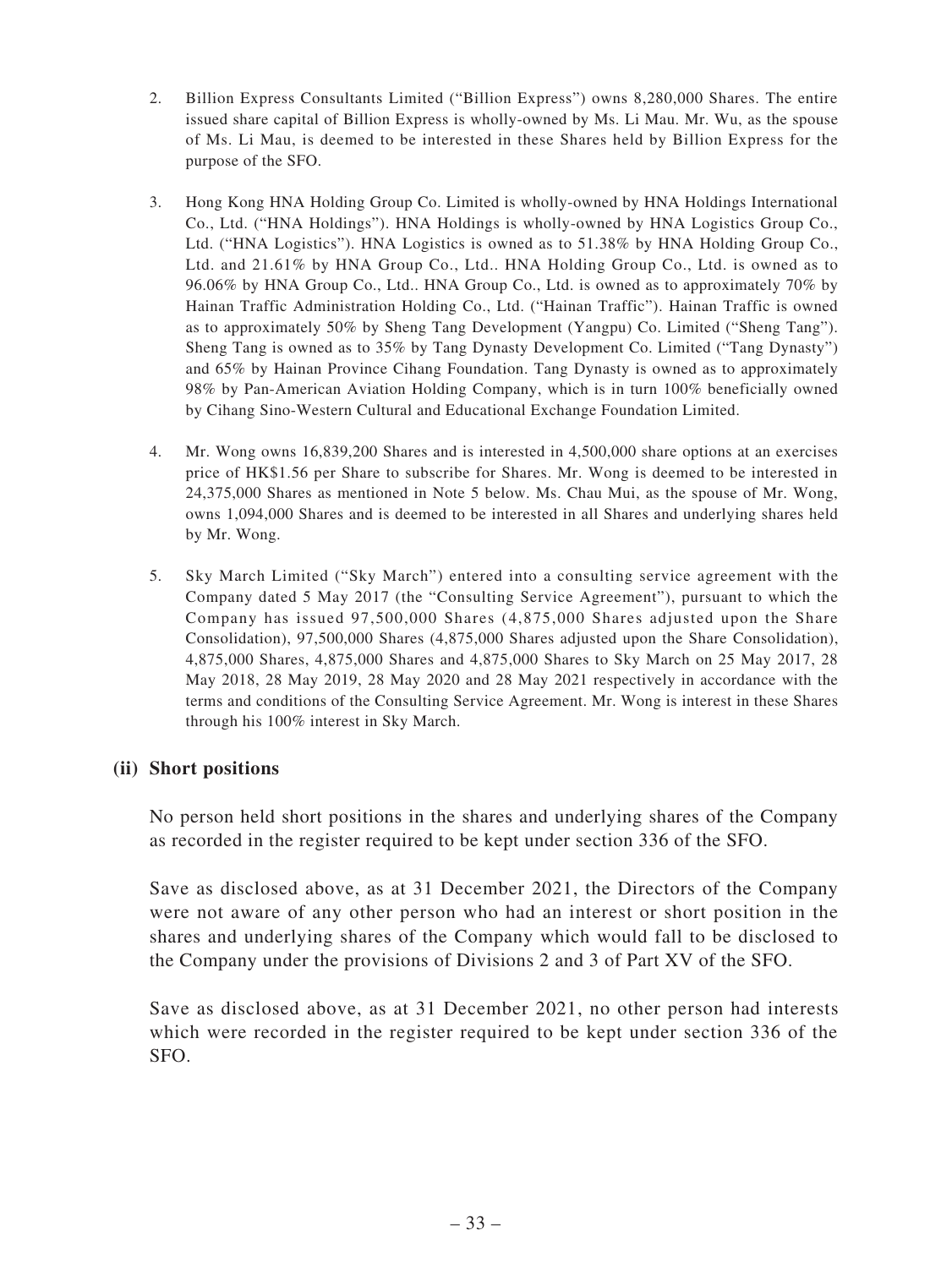2. Billion Express Consultants Limited ("Billion Express") owns 8,280,000 Shares. The entire issued share capital of Billion Express is wholly-owned by Ms. Li Mau. Mr. Wu, as the spouse of Ms. Li Mau, is deemed to be interested in these Shares held by Billion Express for the purpose of the SFO.

3. Hong Kong HNA Holding Group Co. Limited is wholly-owned by HNA Holdings International Co., Ltd. ("HNA Holdings"). HNA Holdings is wholly-owned by HNA Logistics Group Co., Ltd. ("HNA Logistics"). HNA Logistics is owned as to 51.38% by HNA Holding Group Co., Ltd. and 21.61% by HNA Group Co., Ltd.. HNA Holding Group Co., Ltd. is owned as to 96.06% by HNA Group Co., Ltd.. HNA Group Co., Ltd. is owned as to approximately 70% by Hainan Traffic Administration Holding Co., Ltd. ("Hainan Traffic"). Hainan Traffic is owned as to approximately 50% by Sheng Tang Development (Yangpu) Co. Limited ("Sheng Tang"). Sheng Tang is owned as to 35% by Tang Dynasty Development Co. Limited ("Tang Dynasty") and 65% by Hainan Province Cihang Foundation. Tang Dynasty is owned as to approximately 98% by Pan-American Aviation Holding Company, which is in turn 100% beneficially owned by Cihang Sino-Western Cultural and Educational Exchange Foundation Limited.

4. Mr. Wong owns 16,839,200 Shares and is interested in 4,500,000 share options at an exercises price of HK$1.56 per Share to subscribe for Shares. Mr. Wong is deemed to be interested in 24,375,000 Shares as mentioned in Note 5 below. Ms. Chau Mui, as the spouse of Mr. Wong, owns 1,094,000 Shares and is deemed to be interested in all Shares and underlying shares held by Mr. Wong.

5. Sky March Limited ("Sky March") entered into a consulting service agreement with the Company dated 5 May 2017 (the "Consulting Service Agreement"), pursuant to which the Company has issued 97,500,000 Shares (4,875,000 Shares adjusted upon the Share Consolidation), 97,500,000 Shares (4,875,000 Shares adjusted upon the Share Consolidation), 4,875,000 Shares, 4,875,000 Shares and 4,875,000 Shares to Sky March on 25 May 2017, 28 May 2018, 28 May 2019, 28 May 2020 and 28 May 2021 respectively in accordance with the terms and conditions of the Consulting Service Agreement. Mr. Wong is interest in these Shares through his 100% interest in Sky March.

### (ii) Short positions

No person held short positions in the shares and underlying shares of the Company as recorded in the register required to be kept under section 336 of the SFO.

Save as disclosed above, as at 31 December 2021, the Directors of the Company were not aware of any other person who had an interest or short position in the shares and underlying shares of the Company which would fall to be disclosed to the Company under the provisions of Divisions 2 and 3 of Part XV of the SFO.

Save as disclosed above, as at 31 December 2021, no other person had interests which were recorded in the register required to be kept under section 336 of the SFO.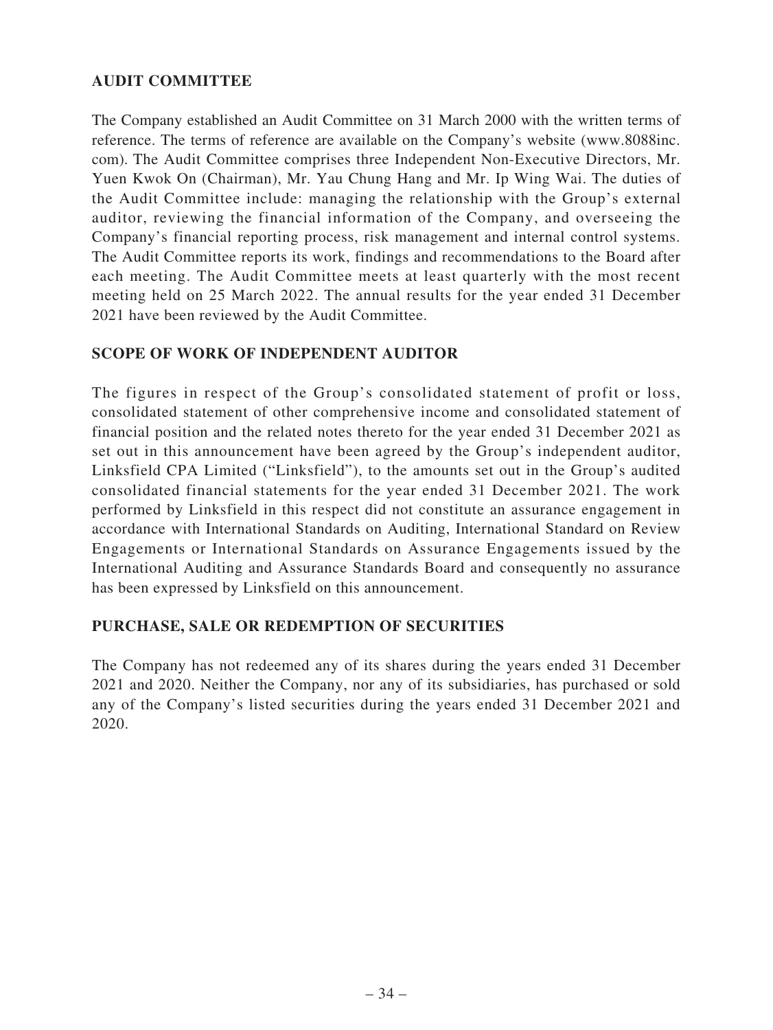## AUDIT COMMITTEE

The Company established an Audit Committee on 31 March 2000 with the written terms of reference. The terms of reference are available on the Company's website (www.8088inc.com). The Audit Committee comprises three Independent Non-Executive Directors, Mr. Yuen Kwok On (Chairman), Mr. Yau Chung Hang and Mr. Ip Wing Wai. The duties of the Audit Committee include: managing the relationship with the Group's external auditor, reviewing the financial information of the Company, and overseeing the Company's financial reporting process, risk management and internal control systems. The Audit Committee reports its work, findings and recommendations to the Board after each meeting. The Audit Committee meets at least quarterly with the most recent meeting held on 25 March 2022. The annual results for the year ended 31 December 2021 have been reviewed by the Audit Committee.

## SCOPE OF WORK OF INDEPENDENT AUDITOR

The figures in respect of the Group's consolidated statement of profit or loss, consolidated statement of other comprehensive income and consolidated statement of financial position and the related notes thereto for the year ended 31 December 2021 as set out in this announcement have been agreed by the Group's independent auditor, Linksfield CPA Limited ("Linksfield"), to the amounts set out in the Group's audited consolidated financial statements for the year ended 31 December 2021. The work performed by Linksfield in this respect did not constitute an assurance engagement in accordance with International Standards on Auditing, International Standard on Review Engagements or International Standards on Assurance Engagements issued by the International Auditing and Assurance Standards Board and consequently no assurance has been expressed by Linksfield on this announcement.

## PURCHASE, SALE OR REDEMPTION OF SECURITIES

The Company has not redeemed any of its shares during the years ended 31 December 2021 and 2020. Neither the Company, nor any of its subsidiaries, has purchased or sold any of the Company's listed securities during the years ended 31 December 2021 and 2020.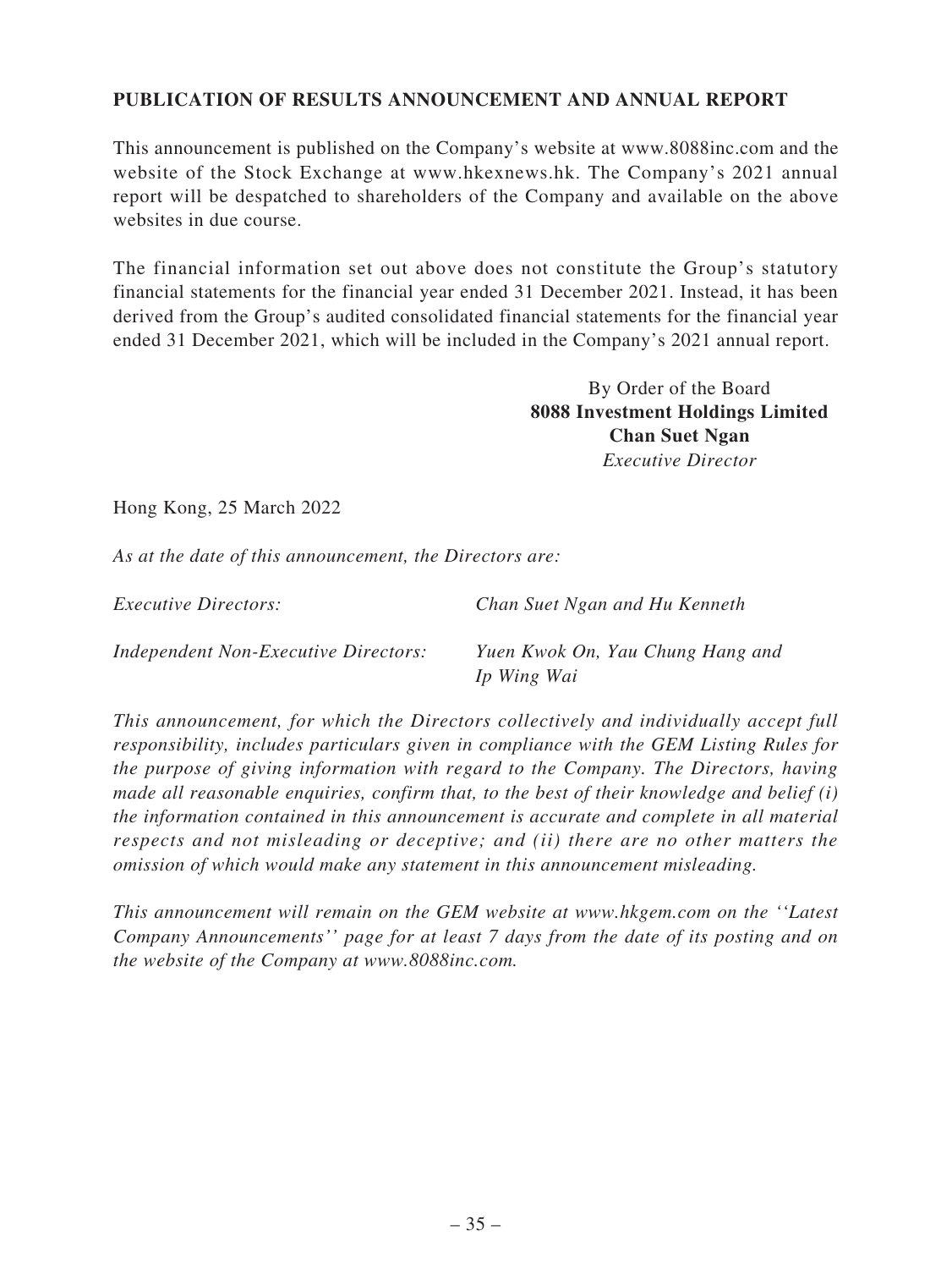**PUBLICATION OF RESULTS ANNOUNCEMENT AND ANNUAL REPORT**

This announcement is published on the Company's website at www.8088inc.com and the website of the Stock Exchange at www.hkexnews.hk. The Company's 2021 annual report will be despatched to shareholders of the Company and available on the above websites in due course.

The financial information set out above does not constitute the Group's statutory financial statements for the financial year ended 31 December 2021. Instead, it has been derived from the Group's audited consolidated financial statements for the financial year ended 31 December 2021, which will be included in the Company's 2021 annual report.

By Order of the Board
**8088 Investment Holdings Limited**
**Chan Suet Ngan**
*Executive Director*

Hong Kong, 25 March 2022

*As at the date of this announcement, the Directors are:*

| | |
|---|---|
| *Executive Directors:* | *Chan Suet Ngan and Hu Kenneth* |
| *Independent Non-Executive Directors:* | *Yuen Kwok On, Yau Chung Hang and Ip Wing Wai* |

*This announcement, for which the Directors collectively and individually accept full responsibility, includes particulars given in compliance with the GEM Listing Rules for the purpose of giving information with regard to the Company. The Directors, having made all reasonable enquiries, confirm that, to the best of their knowledge and belief (i) the information contained in this announcement is accurate and complete in all material respects and not misleading or deceptive; and (ii) there are no other matters the omission of which would make any statement in this announcement misleading.*

*This announcement will remain on the GEM website at www.hkgem.com on the ''Latest Company Announcements'' page for at least 7 days from the date of its posting and on the website of the Company at www.8088inc.com.*